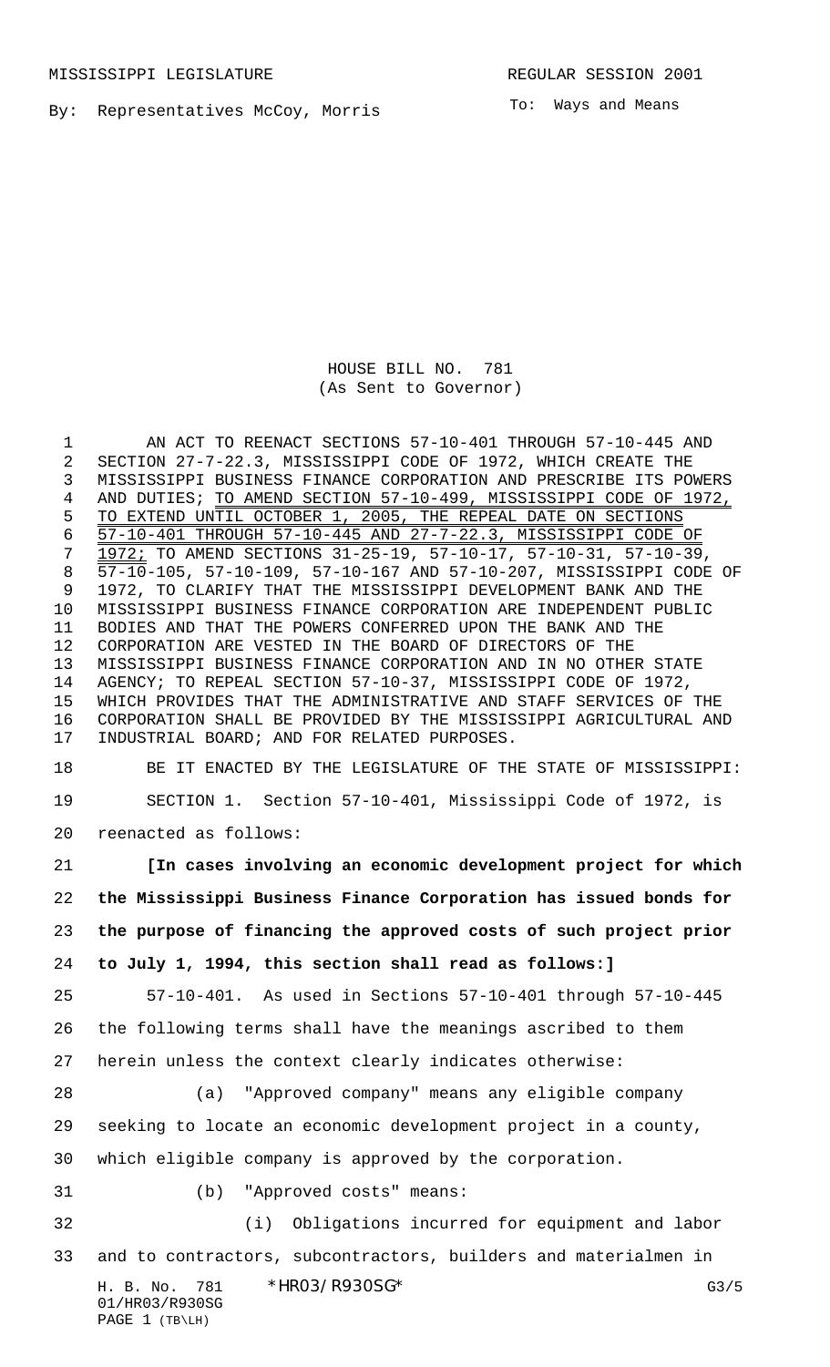MISSISSIPPI LEGISLATURE REGULAR SESSION 2001

By: Representatives McCoy, Morris

To: Ways and Means

HOUSE BILL NO. 781
(As Sent to Governor)

AN ACT TO REENACT SECTIONS 57-10-401 THROUGH 57-10-445 AND SECTION 27-7-22.3, MISSISSIPPI CODE OF 1972, WHICH CREATE THE MISSISSIPPI BUSINESS FINANCE CORPORATION AND PRESCRIBE ITS POWERS AND DUTIES; TO AMEND SECTION 57-10-499, MISSISSIPPI CODE OF 1972, TO EXTEND UNTIL OCTOBER 1, 2005, THE REPEAL DATE ON SECTIONS 57-10-401 THROUGH 57-10-445 AND 27-7-22.3, MISSISSIPPI CODE OF 1972; TO AMEND SECTIONS 31-25-19, 57-10-17, 57-10-31, 57-10-39, 57-10-105, 57-10-109, 57-10-167 AND 57-10-207, MISSISSIPPI CODE OF 1972, TO CLARIFY THAT THE MISSISSIPPI DEVELOPMENT BANK AND THE MISSISSIPPI BUSINESS FINANCE CORPORATION ARE INDEPENDENT PUBLIC BODIES AND THAT THE POWERS CONFERRED UPON THE BANK AND THE CORPORATION ARE VESTED IN THE BOARD OF DIRECTORS OF THE MISSISSIPPI BUSINESS FINANCE CORPORATION AND IN NO OTHER STATE AGENCY; TO REPEAL SECTION 57-10-37, MISSISSIPPI CODE OF 1972, WHICH PROVIDES THAT THE ADMINISTRATIVE AND STAFF SERVICES OF THE CORPORATION SHALL BE PROVIDED BY THE MISSISSIPPI AGRICULTURAL AND INDUSTRIAL BOARD; AND FOR RELATED PURPOSES.

BE IT ENACTED BY THE LEGISLATURE OF THE STATE OF MISSISSIPPI:

SECTION 1. Section 57-10-401, Mississippi Code of 1972, is reenacted as follows:

**[In cases involving an economic development project for which the Mississippi Business Finance Corporation has issued bonds for the purpose of financing the approved costs of such project prior to July 1, 1994, this section shall read as follows:]**

57-10-401. As used in Sections 57-10-401 through 57-10-445 the following terms shall have the meanings ascribed to them herein unless the context clearly indicates otherwise:

(a) "Approved company" means any eligible company seeking to locate an economic development project in a county, which eligible company is approved by the corporation.

(b) "Approved costs" means:

(i) Obligations incurred for equipment and labor and to contractors, subcontractors, builders and materialmen in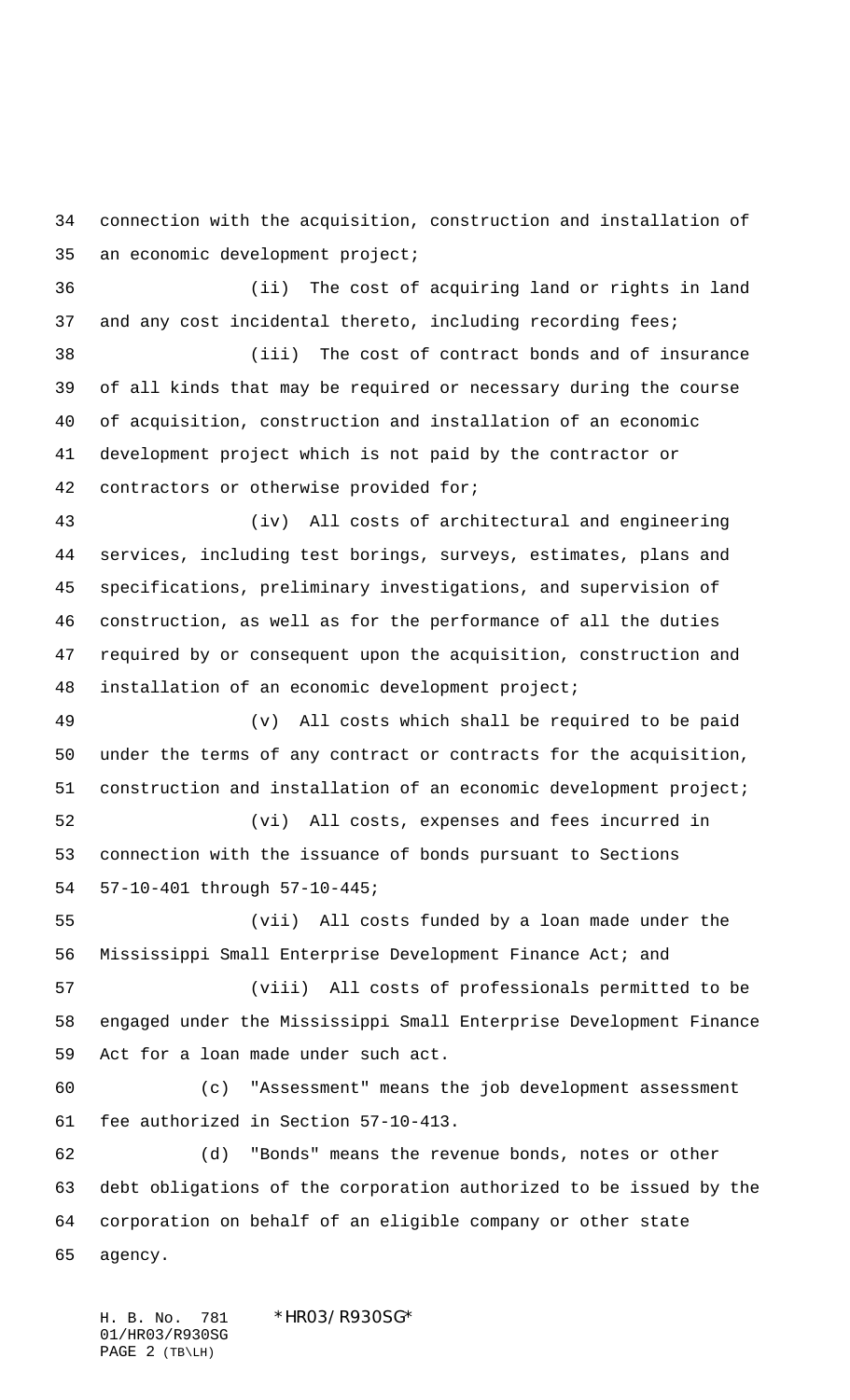connection with the acquisition, construction and installation of an economic development project;

(ii) The cost of acquiring land or rights in land and any cost incidental thereto, including recording fees;

(iii) The cost of contract bonds and of insurance of all kinds that may be required or necessary during the course of acquisition, construction and installation of an economic development project which is not paid by the contractor or contractors or otherwise provided for;

(iv) All costs of architectural and engineering services, including test borings, surveys, estimates, plans and specifications, preliminary investigations, and supervision of construction, as well as for the performance of all the duties required by or consequent upon the acquisition, construction and installation of an economic development project;

(v) All costs which shall be required to be paid under the terms of any contract or contracts for the acquisition, construction and installation of an economic development project;

(vi) All costs, expenses and fees incurred in connection with the issuance of bonds pursuant to Sections 57-10-401 through 57-10-445;

(vii) All costs funded by a loan made under the Mississippi Small Enterprise Development Finance Act; and

(viii) All costs of professionals permitted to be engaged under the Mississippi Small Enterprise Development Finance Act for a loan made under such act.

(c) "Assessment" means the job development assessment fee authorized in Section 57-10-413.

(d) "Bonds" means the revenue bonds, notes or other debt obligations of the corporation authorized to be issued by the corporation on behalf of an eligible company or other state agency.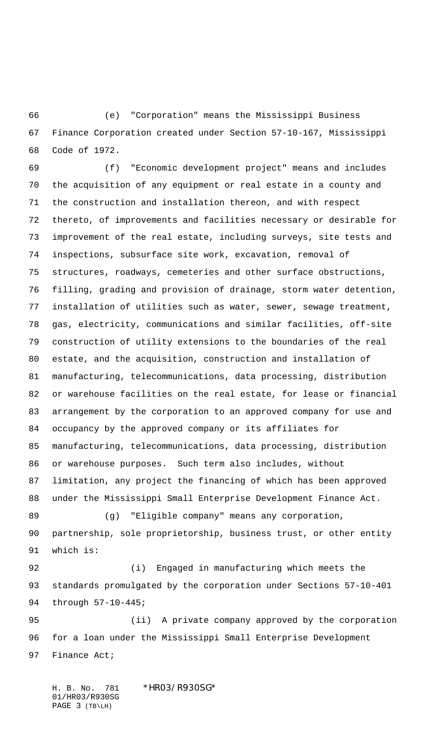(e) "Corporation" means the Mississippi Business Finance Corporation created under Section 57-10-167, Mississippi Code of 1972.

(f) "Economic development project" means and includes the acquisition of any equipment or real estate in a county and the construction and installation thereon, and with respect thereto, of improvements and facilities necessary or desirable for improvement of the real estate, including surveys, site tests and inspections, subsurface site work, excavation, removal of structures, roadways, cemeteries and other surface obstructions, filling, grading and provision of drainage, storm water detention, installation of utilities such as water, sewer, sewage treatment, gas, electricity, communications and similar facilities, off-site construction of utility extensions to the boundaries of the real estate, and the acquisition, construction and installation of manufacturing, telecommunications, data processing, distribution or warehouse facilities on the real estate, for lease or financial arrangement by the corporation to an approved company for use and occupancy by the approved company or its affiliates for manufacturing, telecommunications, data processing, distribution or warehouse purposes. Such term also includes, without limitation, any project the financing of which has been approved under the Mississippi Small Enterprise Development Finance Act.

(g) "Eligible company" means any corporation, partnership, sole proprietorship, business trust, or other entity which is:

(i) Engaged in manufacturing which meets the standards promulgated by the corporation under Sections 57-10-401 through 57-10-445;

(ii) A private company approved by the corporation for a loan under the Mississippi Small Enterprise Development Finance Act;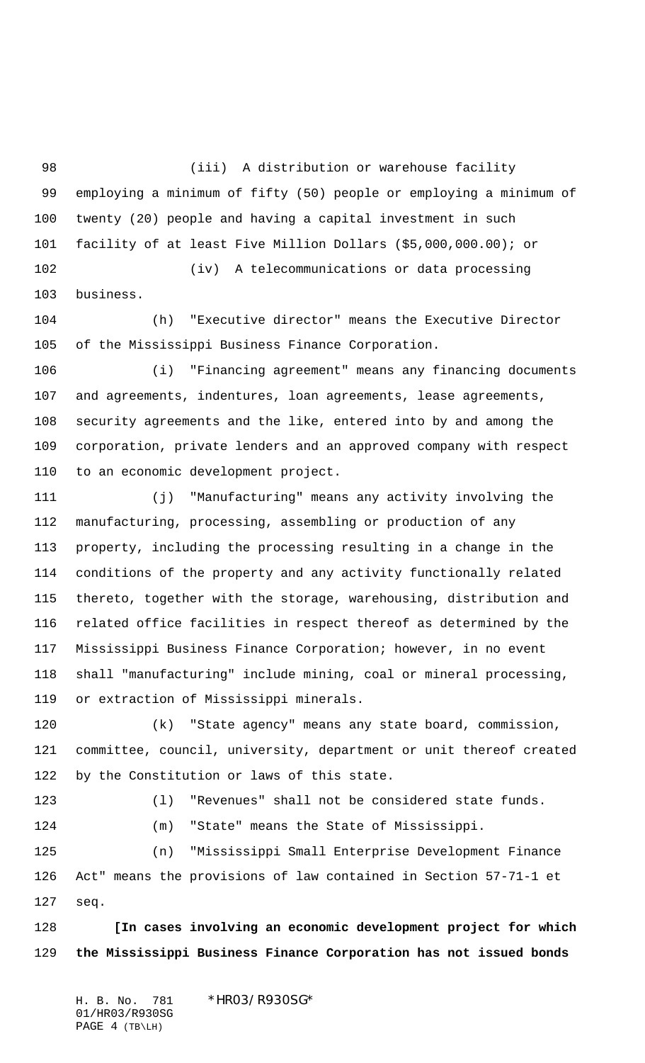(iii) A distribution or warehouse facility employing a minimum of fifty (50) people or employing a minimum of twenty (20) people and having a capital investment in such facility of at least Five Million Dollars ($5,000,000.00); or

(iv) A telecommunications or data processing business.

(h) "Executive director" means the Executive Director of the Mississippi Business Finance Corporation.

(i) "Financing agreement" means any financing documents and agreements, indentures, loan agreements, lease agreements, security agreements and the like, entered into by and among the corporation, private lenders and an approved company with respect to an economic development project.

(j) "Manufacturing" means any activity involving the manufacturing, processing, assembling or production of any property, including the processing resulting in a change in the conditions of the property and any activity functionally related thereto, together with the storage, warehousing, distribution and related office facilities in respect thereof as determined by the Mississippi Business Finance Corporation; however, in no event shall "manufacturing" include mining, coal or mineral processing, or extraction of Mississippi minerals.

(k) "State agency" means any state board, commission, committee, council, university, department or unit thereof created by the Constitution or laws of this state.

(l) "Revenues" shall not be considered state funds.

(m) "State" means the State of Mississippi.

(n) "Mississippi Small Enterprise Development Finance Act" means the provisions of law contained in Section 57-71-1 et seq.

**[In cases involving an economic development project for which the Mississippi Business Finance Corporation has not issued bonds**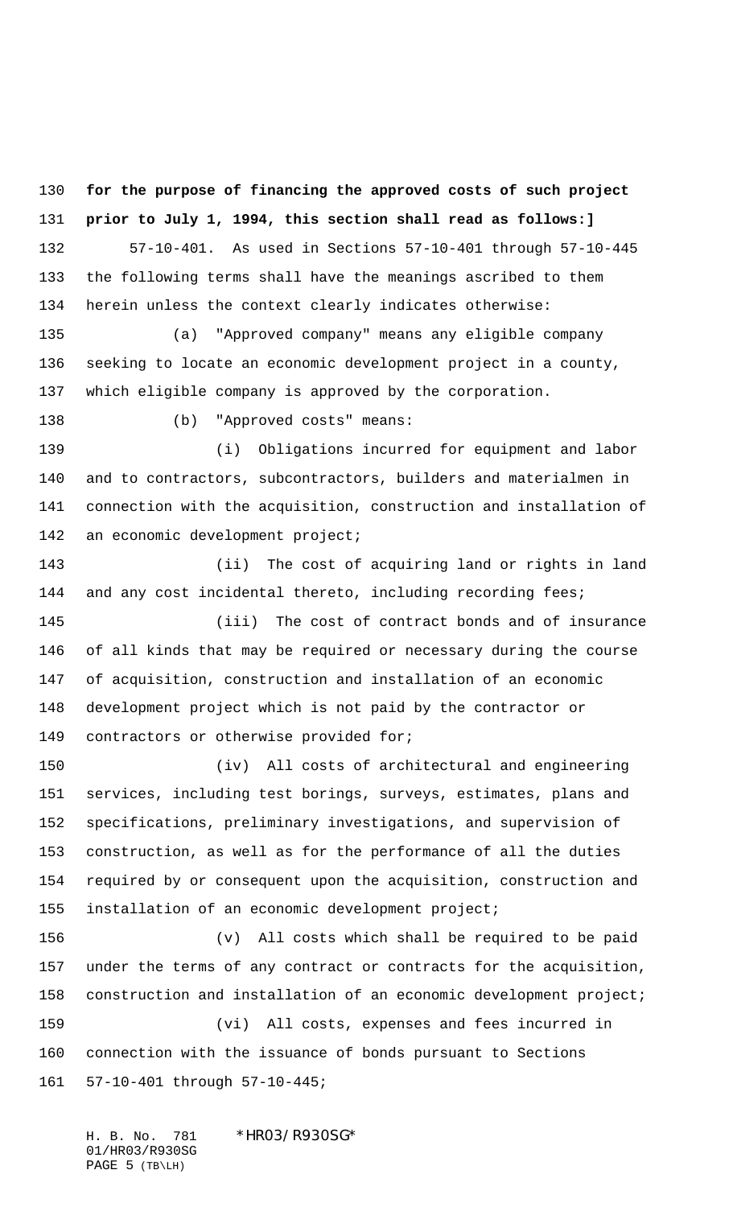**for the purpose of financing the approved costs of such project prior to July 1, 1994, this section shall read as follows:]**

57-10-401. As used in Sections 57-10-401 through 57-10-445 the following terms shall have the meanings ascribed to them herein unless the context clearly indicates otherwise:

(a) "Approved company" means any eligible company seeking to locate an economic development project in a county, which eligible company is approved by the corporation.

(b) "Approved costs" means:

(i) Obligations incurred for equipment and labor and to contractors, subcontractors, builders and materialmen in connection with the acquisition, construction and installation of an economic development project;

(ii) The cost of acquiring land or rights in land and any cost incidental thereto, including recording fees;

(iii) The cost of contract bonds and of insurance of all kinds that may be required or necessary during the course of acquisition, construction and installation of an economic development project which is not paid by the contractor or contractors or otherwise provided for;

(iv) All costs of architectural and engineering services, including test borings, surveys, estimates, plans and specifications, preliminary investigations, and supervision of construction, as well as for the performance of all the duties required by or consequent upon the acquisition, construction and installation of an economic development project;

(v) All costs which shall be required to be paid under the terms of any contract or contracts for the acquisition, construction and installation of an economic development project;

(vi) All costs, expenses and fees incurred in connection with the issuance of bonds pursuant to Sections 57-10-401 through 57-10-445;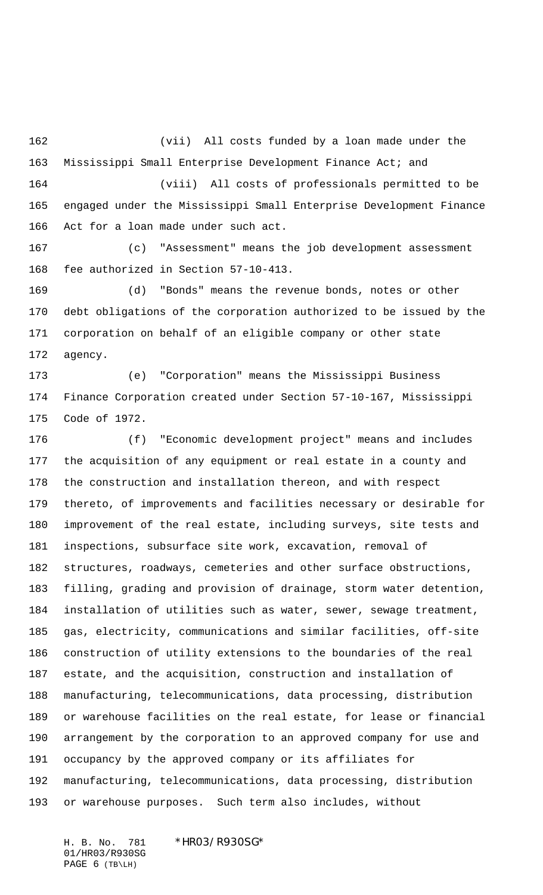(vii) All costs funded by a loan made under the Mississippi Small Enterprise Development Finance Act; and

(viii) All costs of professionals permitted to be engaged under the Mississippi Small Enterprise Development Finance Act for a loan made under such act.

(c) "Assessment" means the job development assessment fee authorized in Section 57-10-413.

(d) "Bonds" means the revenue bonds, notes or other debt obligations of the corporation authorized to be issued by the corporation on behalf of an eligible company or other state agency.

(e) "Corporation" means the Mississippi Business Finance Corporation created under Section 57-10-167, Mississippi Code of 1972.

(f) "Economic development project" means and includes the acquisition of any equipment or real estate in a county and the construction and installation thereon, and with respect thereto, of improvements and facilities necessary or desirable for improvement of the real estate, including surveys, site tests and inspections, subsurface site work, excavation, removal of structures, roadways, cemeteries and other surface obstructions, filling, grading and provision of drainage, storm water detention, installation of utilities such as water, sewer, sewage treatment, gas, electricity, communications and similar facilities, off-site construction of utility extensions to the boundaries of the real estate, and the acquisition, construction and installation of manufacturing, telecommunications, data processing, distribution or warehouse facilities on the real estate, for lease or financial arrangement by the corporation to an approved company for use and occupancy by the approved company or its affiliates for manufacturing, telecommunications, data processing, distribution or warehouse purposes. Such term also includes, without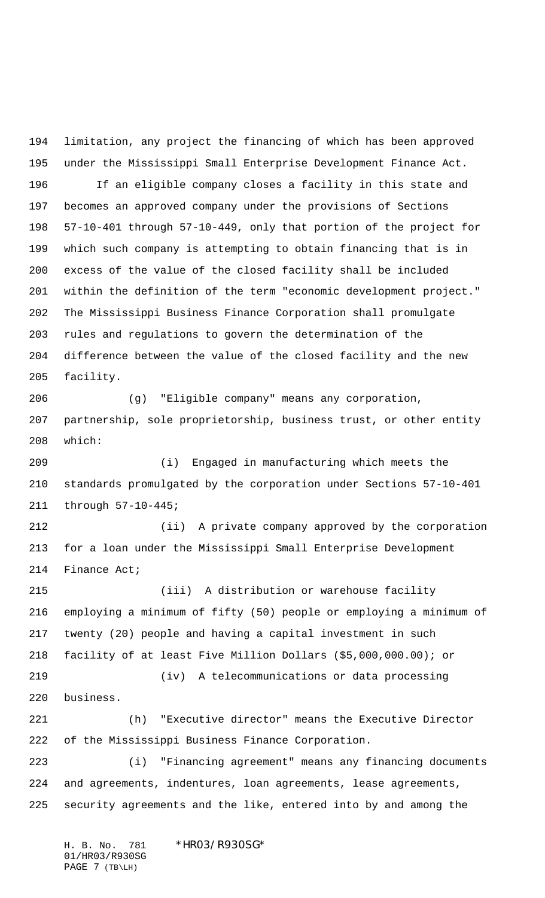limitation, any project the financing of which has been approved under the Mississippi Small Enterprise Development Finance Act.

If an eligible company closes a facility in this state and becomes an approved company under the provisions of Sections 57-10-401 through 57-10-449, only that portion of the project for which such company is attempting to obtain financing that is in excess of the value of the closed facility shall be included within the definition of the term "economic development project." The Mississippi Business Finance Corporation shall promulgate rules and regulations to govern the determination of the difference between the value of the closed facility and the new facility.

(g) "Eligible company" means any corporation, partnership, sole proprietorship, business trust, or other entity which:

(i) Engaged in manufacturing which meets the standards promulgated by the corporation under Sections 57-10-401 through 57-10-445;

(ii) A private company approved by the corporation for a loan under the Mississippi Small Enterprise Development Finance Act;

(iii) A distribution or warehouse facility employing a minimum of fifty (50) people or employing a minimum of twenty (20) people and having a capital investment in such facility of at least Five Million Dollars ($5,000,000.00); or

(iv) A telecommunications or data processing business.

(h) "Executive director" means the Executive Director of the Mississippi Business Finance Corporation.

(i) "Financing agreement" means any financing documents and agreements, indentures, loan agreements, lease agreements, security agreements and the like, entered into by and among the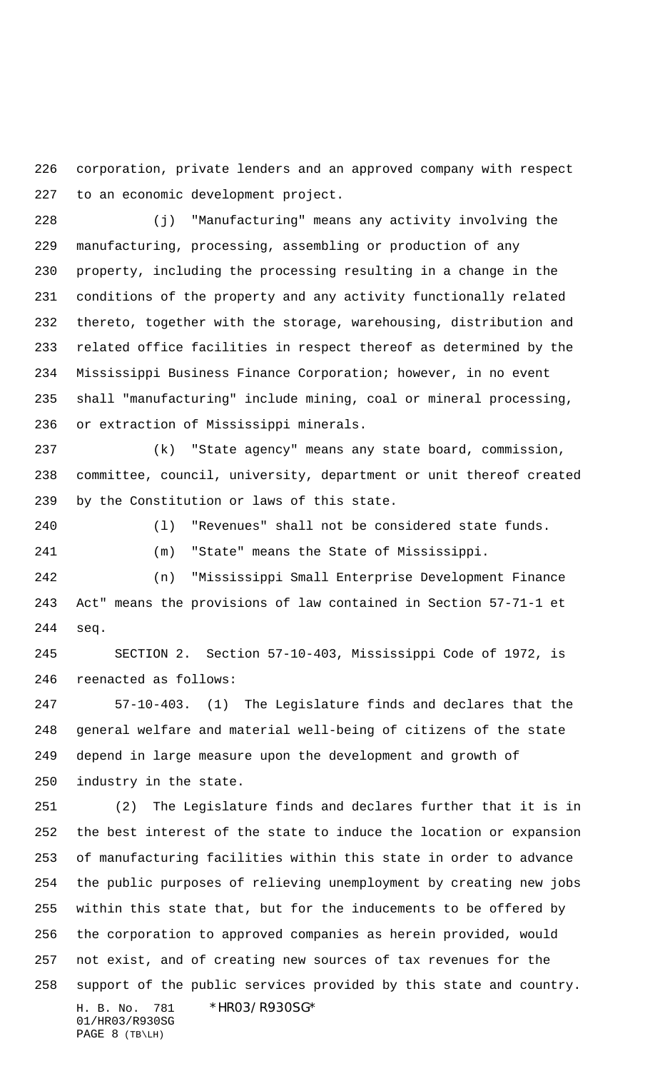corporation, private lenders and an approved company with respect to an economic development project.

(j) "Manufacturing" means any activity involving the manufacturing, processing, assembling or production of any property, including the processing resulting in a change in the conditions of the property and any activity functionally related thereto, together with the storage, warehousing, distribution and related office facilities in respect thereof as determined by the Mississippi Business Finance Corporation; however, in no event shall "manufacturing" include mining, coal or mineral processing, or extraction of Mississippi minerals.

(k) "State agency" means any state board, commission, committee, council, university, department or unit thereof created by the Constitution or laws of this state.

(l) "Revenues" shall not be considered state funds.

(m) "State" means the State of Mississippi.

(n) "Mississippi Small Enterprise Development Finance Act" means the provisions of law contained in Section 57-71-1 et seq.

SECTION 2. Section 57-10-403, Mississippi Code of 1972, is reenacted as follows:

57-10-403. (1) The Legislature finds and declares that the general welfare and material well-being of citizens of the state depend in large measure upon the development and growth of industry in the state.

(2) The Legislature finds and declares further that it is in the best interest of the state to induce the location or expansion of manufacturing facilities within this state in order to advance the public purposes of relieving unemployment by creating new jobs within this state that, but for the inducements to be offered by the corporation to approved companies as herein provided, would not exist, and of creating new sources of tax revenues for the support of the public services provided by this state and country.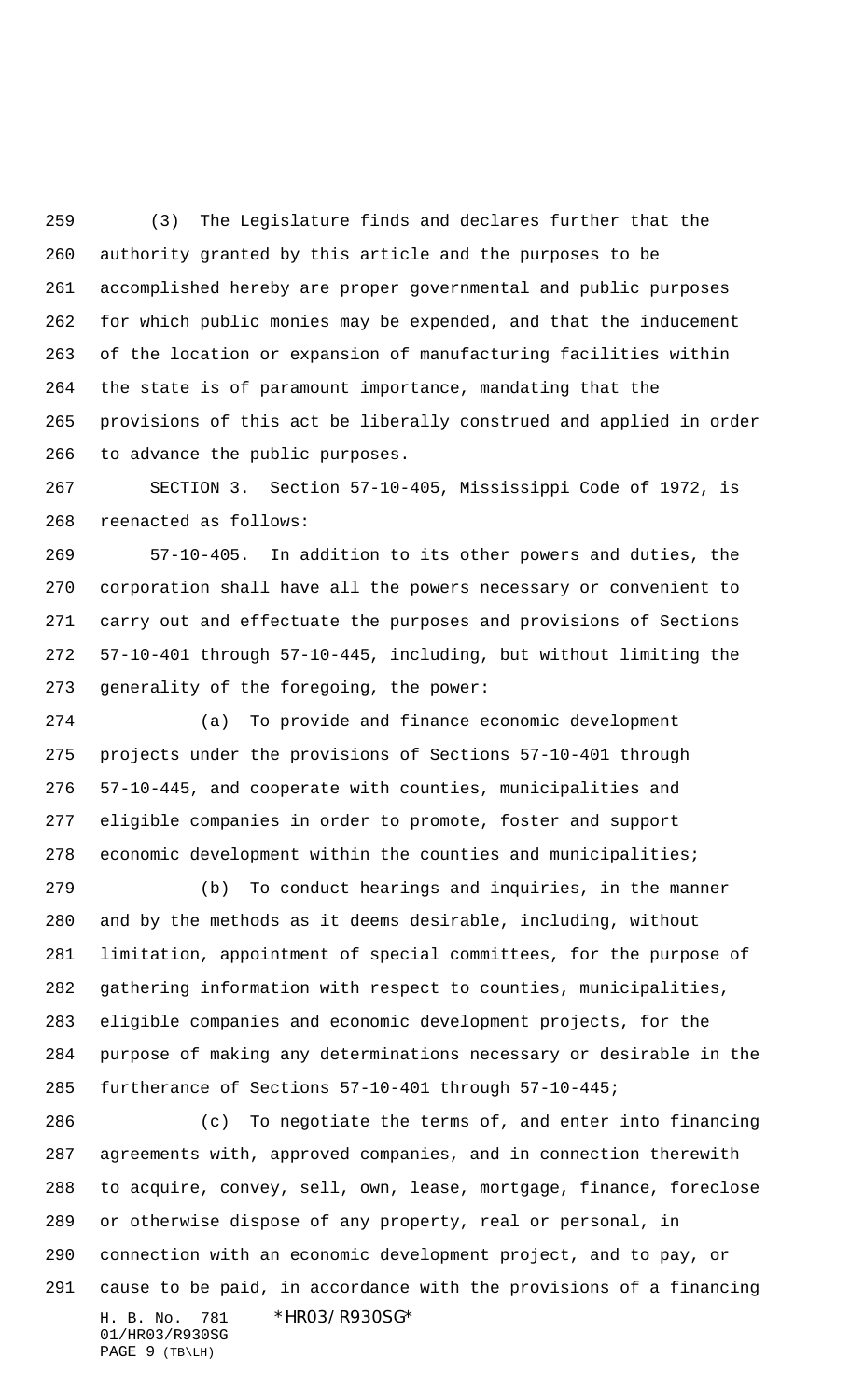(3) The Legislature finds and declares further that the authority granted by this article and the purposes to be accomplished hereby are proper governmental and public purposes for which public monies may be expended, and that the inducement of the location or expansion of manufacturing facilities within the state is of paramount importance, mandating that the provisions of this act be liberally construed and applied in order to advance the public purposes.

SECTION 3. Section 57-10-405, Mississippi Code of 1972, is reenacted as follows:

57-10-405. In addition to its other powers and duties, the corporation shall have all the powers necessary or convenient to carry out and effectuate the purposes and provisions of Sections 57-10-401 through 57-10-445, including, but without limiting the generality of the foregoing, the power:

(a) To provide and finance economic development projects under the provisions of Sections 57-10-401 through 57-10-445, and cooperate with counties, municipalities and eligible companies in order to promote, foster and support economic development within the counties and municipalities;

(b) To conduct hearings and inquiries, in the manner and by the methods as it deems desirable, including, without limitation, appointment of special committees, for the purpose of gathering information with respect to counties, municipalities, eligible companies and economic development projects, for the purpose of making any determinations necessary or desirable in the furtherance of Sections 57-10-401 through 57-10-445;

(c) To negotiate the terms of, and enter into financing agreements with, approved companies, and in connection therewith to acquire, convey, sell, own, lease, mortgage, finance, foreclose or otherwise dispose of any property, real or personal, in connection with an economic development project, and to pay, or cause to be paid, in accordance with the provisions of a financing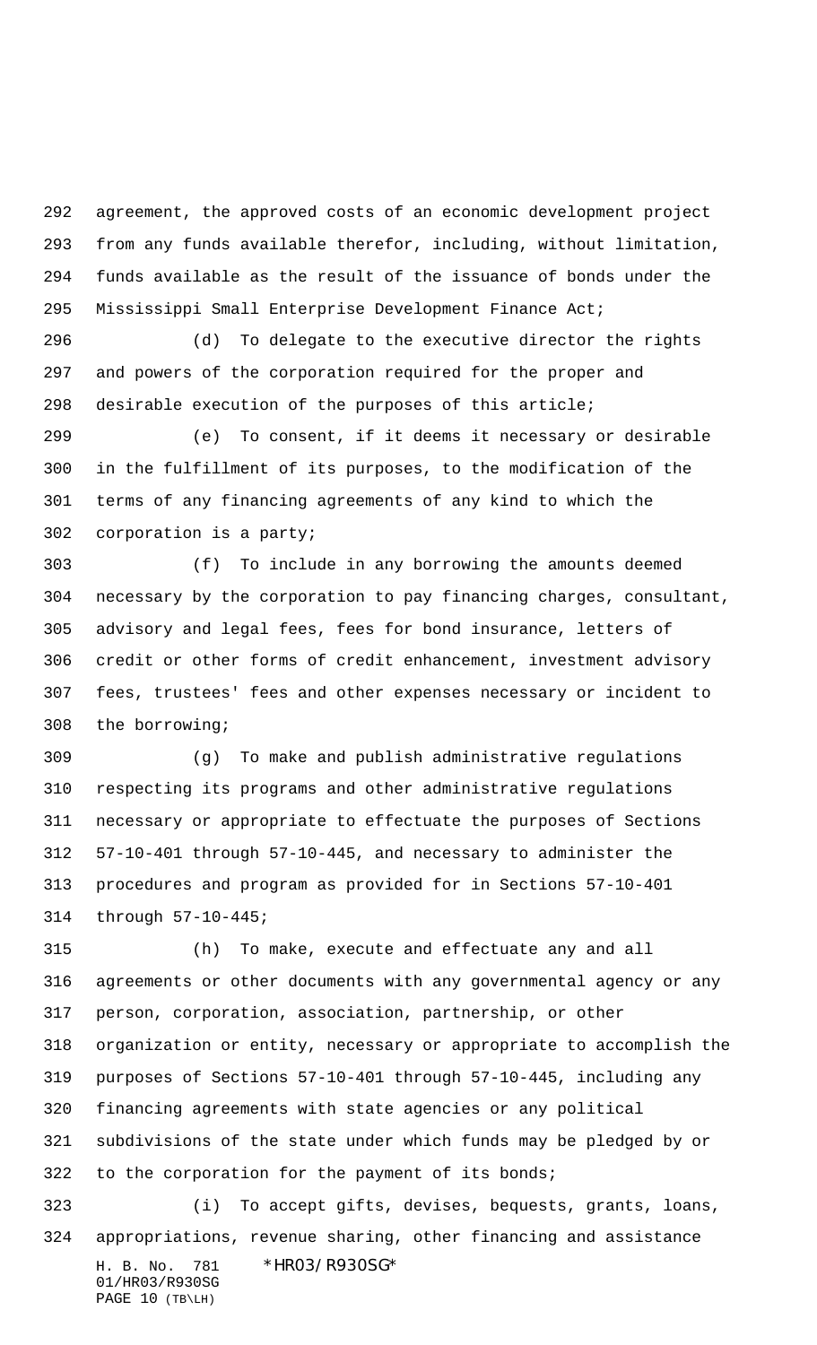agreement, the approved costs of an economic development project from any funds available therefor, including, without limitation, funds available as the result of the issuance of bonds under the Mississippi Small Enterprise Development Finance Act;

(d) To delegate to the executive director the rights and powers of the corporation required for the proper and desirable execution of the purposes of this article;

(e) To consent, if it deems it necessary or desirable in the fulfillment of its purposes, to the modification of the terms of any financing agreements of any kind to which the corporation is a party;

(f) To include in any borrowing the amounts deemed necessary by the corporation to pay financing charges, consultant, advisory and legal fees, fees for bond insurance, letters of credit or other forms of credit enhancement, investment advisory fees, trustees' fees and other expenses necessary or incident to the borrowing;

(g) To make and publish administrative regulations respecting its programs and other administrative regulations necessary or appropriate to effectuate the purposes of Sections 57-10-401 through 57-10-445, and necessary to administer the procedures and program as provided for in Sections 57-10-401 through 57-10-445;

(h) To make, execute and effectuate any and all agreements or other documents with any governmental agency or any person, corporation, association, partnership, or other organization or entity, necessary or appropriate to accomplish the purposes of Sections 57-10-401 through 57-10-445, including any financing agreements with state agencies or any political subdivisions of the state under which funds may be pledged by or to the corporation for the payment of its bonds;

(i) To accept gifts, devises, bequests, grants, loans, appropriations, revenue sharing, other financing and assistance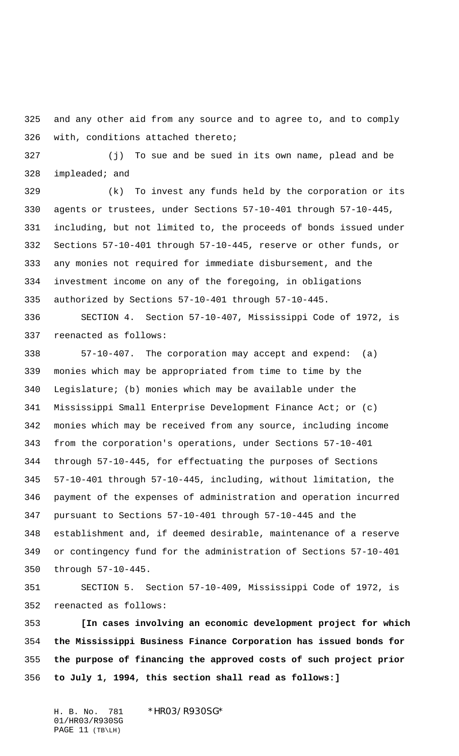and any other aid from any source and to agree to, and to comply with, conditions attached thereto;

(j) To sue and be sued in its own name, plead and be impleaded; and

(k) To invest any funds held by the corporation or its agents or trustees, under Sections 57-10-401 through 57-10-445, including, but not limited to, the proceeds of bonds issued under Sections 57-10-401 through 57-10-445, reserve or other funds, or any monies not required for immediate disbursement, and the investment income on any of the foregoing, in obligations authorized by Sections 57-10-401 through 57-10-445.

SECTION 4. Section 57-10-407, Mississippi Code of 1972, is reenacted as follows:

57-10-407. The corporation may accept and expend: (a) monies which may be appropriated from time to time by the Legislature; (b) monies which may be available under the Mississippi Small Enterprise Development Finance Act; or (c) monies which may be received from any source, including income from the corporation's operations, under Sections 57-10-401 through 57-10-445, for effectuating the purposes of Sections 57-10-401 through 57-10-445, including, without limitation, the payment of the expenses of administration and operation incurred pursuant to Sections 57-10-401 through 57-10-445 and the establishment and, if deemed desirable, maintenance of a reserve or contingency fund for the administration of Sections 57-10-401 through 57-10-445.

SECTION 5. Section 57-10-409, Mississippi Code of 1972, is reenacted as follows:

**[In cases involving an economic development project for which the Mississippi Business Finance Corporation has issued bonds for the purpose of financing the approved costs of such project prior to July 1, 1994, this section shall read as follows:]**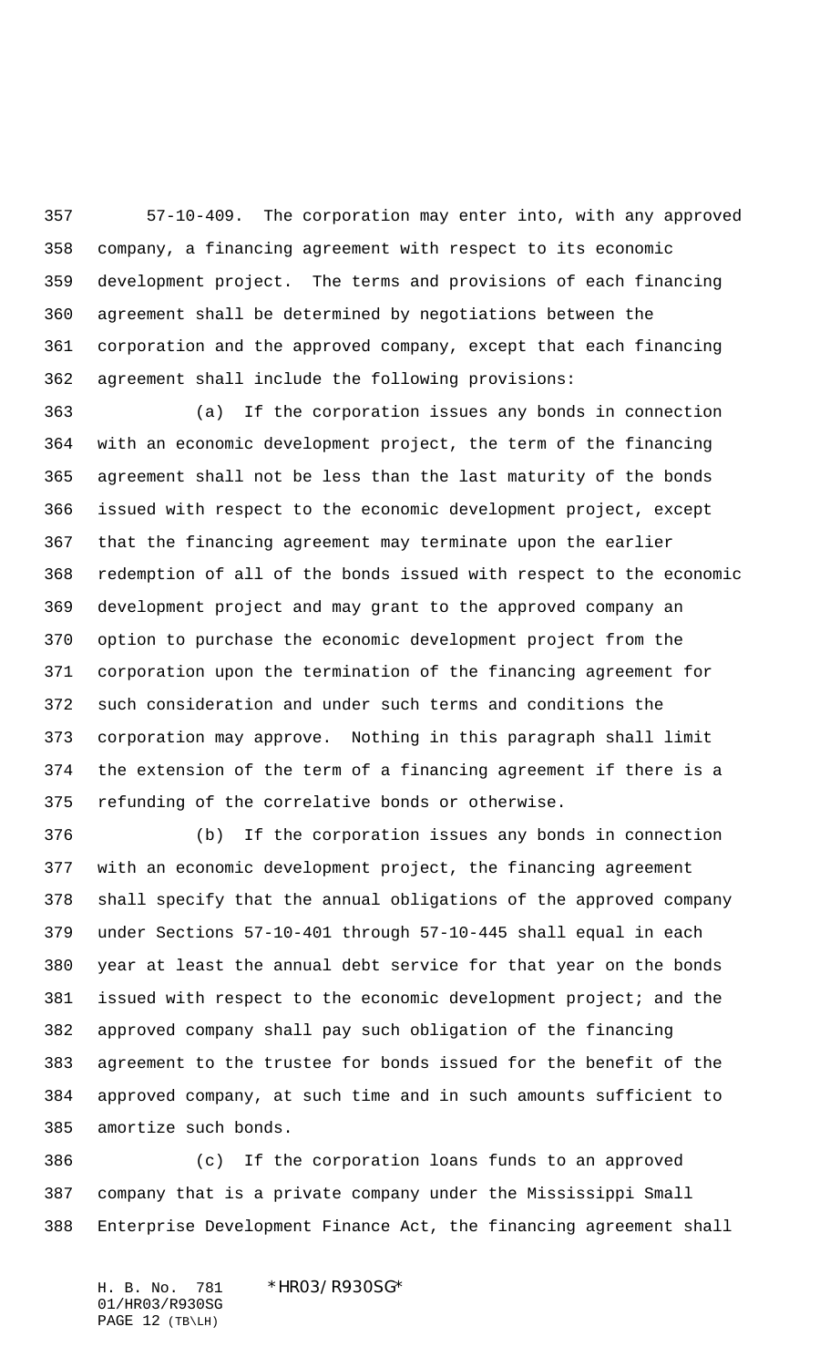57-10-409. The corporation may enter into, with any approved company, a financing agreement with respect to its economic development project. The terms and provisions of each financing agreement shall be determined by negotiations between the corporation and the approved company, except that each financing agreement shall include the following provisions:

(a) If the corporation issues any bonds in connection with an economic development project, the term of the financing agreement shall not be less than the last maturity of the bonds issued with respect to the economic development project, except that the financing agreement may terminate upon the earlier redemption of all of the bonds issued with respect to the economic development project and may grant to the approved company an option to purchase the economic development project from the corporation upon the termination of the financing agreement for such consideration and under such terms and conditions the corporation may approve. Nothing in this paragraph shall limit the extension of the term of a financing agreement if there is a refunding of the correlative bonds or otherwise.

(b) If the corporation issues any bonds in connection with an economic development project, the financing agreement shall specify that the annual obligations of the approved company under Sections 57-10-401 through 57-10-445 shall equal in each year at least the annual debt service for that year on the bonds issued with respect to the economic development project; and the approved company shall pay such obligation of the financing agreement to the trustee for bonds issued for the benefit of the approved company, at such time and in such amounts sufficient to amortize such bonds.

(c) If the corporation loans funds to an approved company that is a private company under the Mississippi Small Enterprise Development Finance Act, the financing agreement shall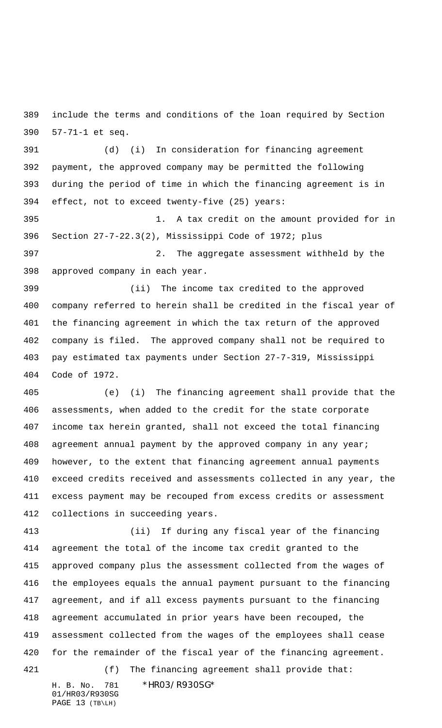include the terms and conditions of the loan required by Section 57-71-1 et seq.

(d) (i) In consideration for financing agreement payment, the approved company may be permitted the following during the period of time in which the financing agreement is in effect, not to exceed twenty-five (25) years:

1. A tax credit on the amount provided for in Section 27-7-22.3(2), Mississippi Code of 1972; plus

2. The aggregate assessment withheld by the approved company in each year.

(ii) The income tax credited to the approved company referred to herein shall be credited in the fiscal year of the financing agreement in which the tax return of the approved company is filed. The approved company shall not be required to pay estimated tax payments under Section 27-7-319, Mississippi Code of 1972.

(e) (i) The financing agreement shall provide that the assessments, when added to the credit for the state corporate income tax herein granted, shall not exceed the total financing agreement annual payment by the approved company in any year; however, to the extent that financing agreement annual payments exceed credits received and assessments collected in any year, the excess payment may be recouped from excess credits or assessment collections in succeeding years.

(ii) If during any fiscal year of the financing agreement the total of the income tax credit granted to the approved company plus the assessment collected from the wages of the employees equals the annual payment pursuant to the financing agreement, and if all excess payments pursuant to the financing agreement accumulated in prior years have been recouped, the assessment collected from the wages of the employees shall cease for the remainder of the fiscal year of the financing agreement.

(f) The financing agreement shall provide that: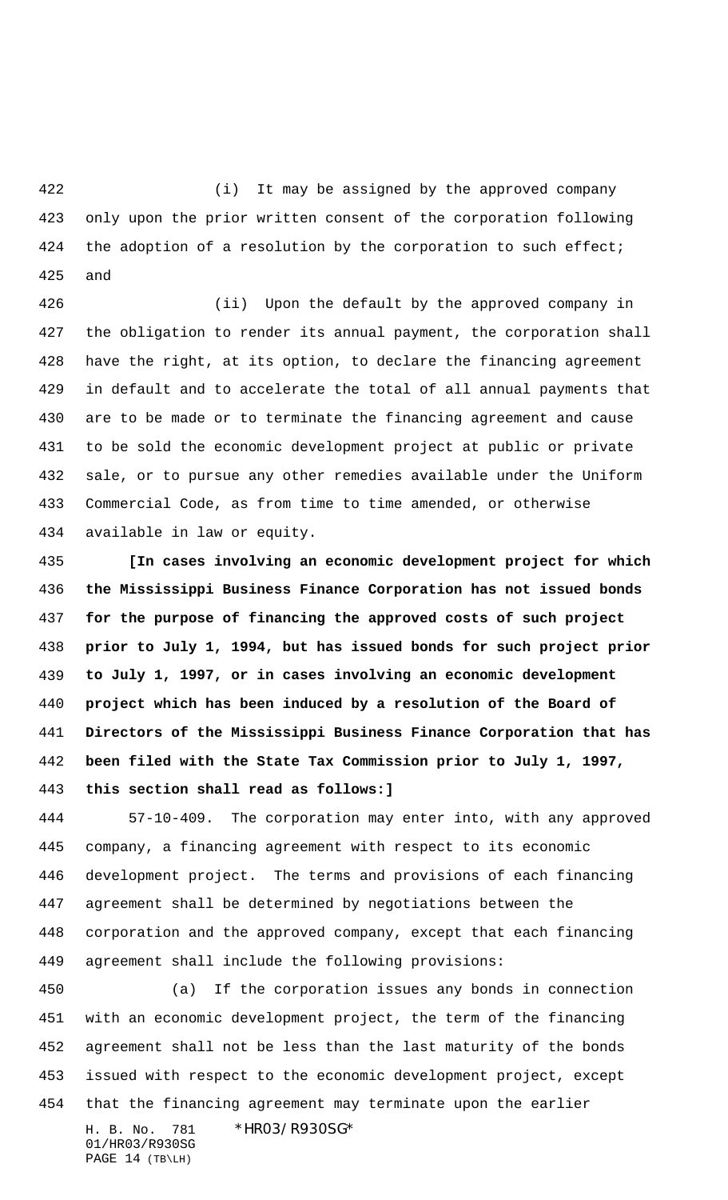(i) It may be assigned by the approved company only upon the prior written consent of the corporation following the adoption of a resolution by the corporation to such effect; and

(ii) Upon the default by the approved company in the obligation to render its annual payment, the corporation shall have the right, at its option, to declare the financing agreement in default and to accelerate the total of all annual payments that are to be made or to terminate the financing agreement and cause to be sold the economic development project at public or private sale, or to pursue any other remedies available under the Uniform Commercial Code, as from time to time amended, or otherwise available in law or equity.

**[In cases involving an economic development project for which the Mississippi Business Finance Corporation has not issued bonds for the purpose of financing the approved costs of such project prior to July 1, 1994, but has issued bonds for such project prior to July 1, 1997, or in cases involving an economic development project which has been induced by a resolution of the Board of Directors of the Mississippi Business Finance Corporation that has been filed with the State Tax Commission prior to July 1, 1997, this section shall read as follows:]**

57-10-409. The corporation may enter into, with any approved company, a financing agreement with respect to its economic development project. The terms and provisions of each financing agreement shall be determined by negotiations between the corporation and the approved company, except that each financing agreement shall include the following provisions:

(a) If the corporation issues any bonds in connection with an economic development project, the term of the financing agreement shall not be less than the last maturity of the bonds issued with respect to the economic development project, except that the financing agreement may terminate upon the earlier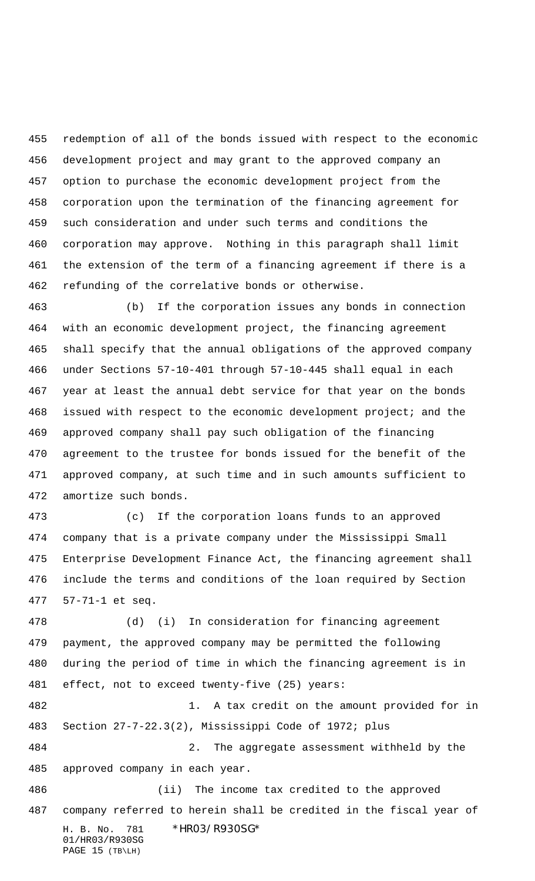redemption of all of the bonds issued with respect to the economic development project and may grant to the approved company an option to purchase the economic development project from the corporation upon the termination of the financing agreement for such consideration and under such terms and conditions the corporation may approve. Nothing in this paragraph shall limit the extension of the term of a financing agreement if there is a refunding of the correlative bonds or otherwise.

(b) If the corporation issues any bonds in connection with an economic development project, the financing agreement shall specify that the annual obligations of the approved company under Sections 57-10-401 through 57-10-445 shall equal in each year at least the annual debt service for that year on the bonds issued with respect to the economic development project; and the approved company shall pay such obligation of the financing agreement to the trustee for bonds issued for the benefit of the approved company, at such time and in such amounts sufficient to amortize such bonds.

(c) If the corporation loans funds to an approved company that is a private company under the Mississippi Small Enterprise Development Finance Act, the financing agreement shall include the terms and conditions of the loan required by Section 57-71-1 et seq.

(d) (i) In consideration for financing agreement payment, the approved company may be permitted the following during the period of time in which the financing agreement is in effect, not to exceed twenty-five (25) years:

1. A tax credit on the amount provided for in Section 27-7-22.3(2), Mississippi Code of 1972; plus

2. The aggregate assessment withheld by the approved company in each year.

(ii) The income tax credited to the approved company referred to herein shall be credited in the fiscal year of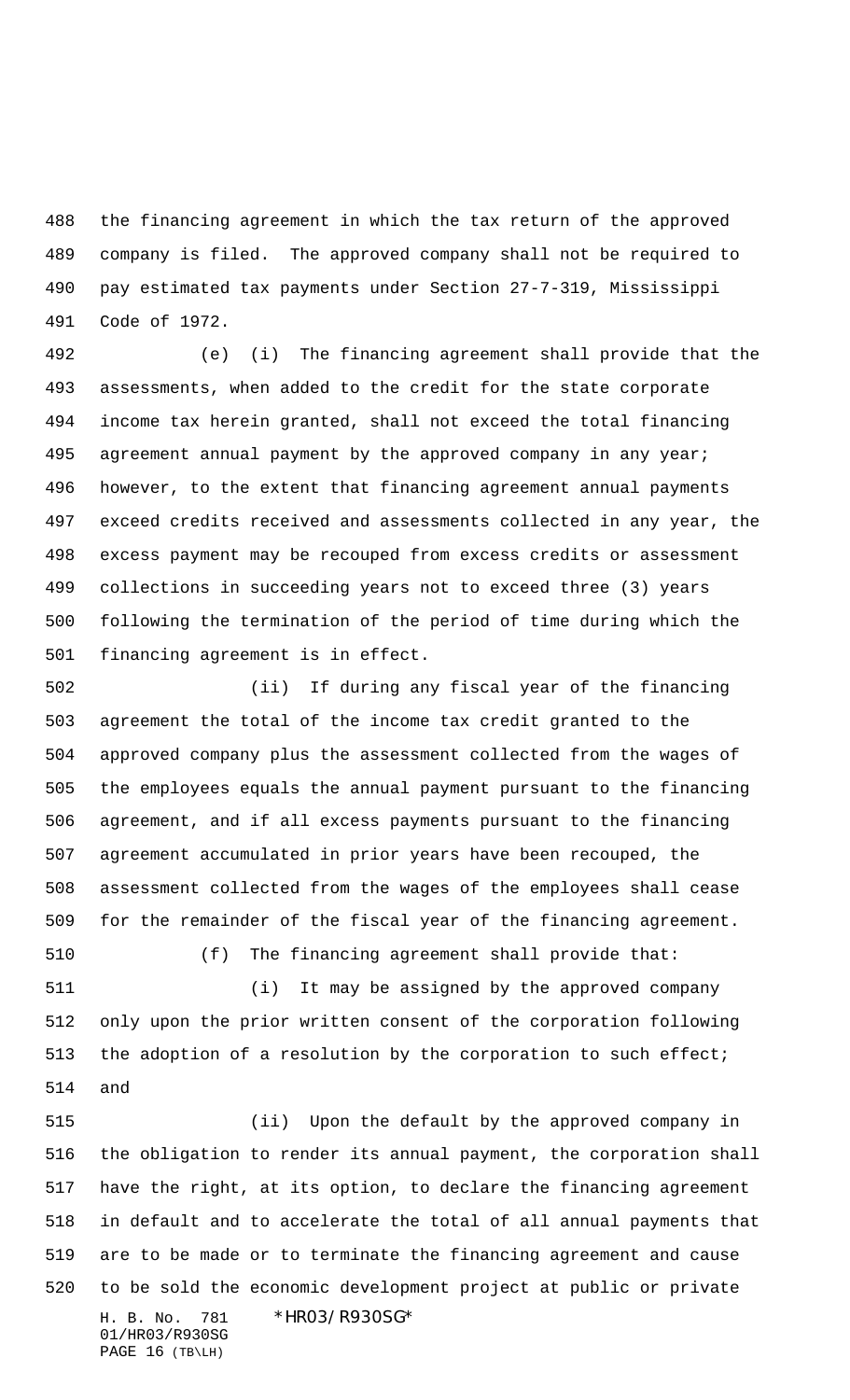the financing agreement in which the tax return of the approved company is filed. The approved company shall not be required to pay estimated tax payments under Section 27-7-319, Mississippi Code of 1972.

(e) (i) The financing agreement shall provide that the assessments, when added to the credit for the state corporate income tax herein granted, shall not exceed the total financing agreement annual payment by the approved company in any year; however, to the extent that financing agreement annual payments exceed credits received and assessments collected in any year, the excess payment may be recouped from excess credits or assessment collections in succeeding years not to exceed three (3) years following the termination of the period of time during which the financing agreement is in effect.

(ii) If during any fiscal year of the financing agreement the total of the income tax credit granted to the approved company plus the assessment collected from the wages of the employees equals the annual payment pursuant to the financing agreement, and if all excess payments pursuant to the financing agreement accumulated in prior years have been recouped, the assessment collected from the wages of the employees shall cease for the remainder of the fiscal year of the financing agreement.

(f) The financing agreement shall provide that:

(i) It may be assigned by the approved company only upon the prior written consent of the corporation following the adoption of a resolution by the corporation to such effect; and

(ii) Upon the default by the approved company in the obligation to render its annual payment, the corporation shall have the right, at its option, to declare the financing agreement in default and to accelerate the total of all annual payments that are to be made or to terminate the financing agreement and cause to be sold the economic development project at public or private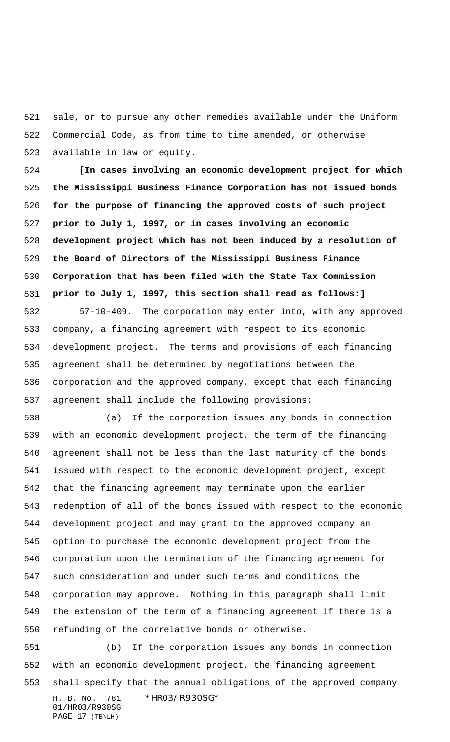sale, or to pursue any other remedies available under the Uniform Commercial Code, as from time to time amended, or otherwise available in law or equity.

**[In cases involving an economic development project for which the Mississippi Business Finance Corporation has not issued bonds for the purpose of financing the approved costs of such project prior to July 1, 1997, or in cases involving an economic development project which has not been induced by a resolution of the Board of Directors of the Mississippi Business Finance Corporation that has been filed with the State Tax Commission prior to July 1, 1997, this section shall read as follows:]**

57-10-409. The corporation may enter into, with any approved company, a financing agreement with respect to its economic development project. The terms and provisions of each financing agreement shall be determined by negotiations between the corporation and the approved company, except that each financing agreement shall include the following provisions:

(a) If the corporation issues any bonds in connection with an economic development project, the term of the financing agreement shall not be less than the last maturity of the bonds issued with respect to the economic development project, except that the financing agreement may terminate upon the earlier redemption of all of the bonds issued with respect to the economic development project and may grant to the approved company an option to purchase the economic development project from the corporation upon the termination of the financing agreement for such consideration and under such terms and conditions the corporation may approve. Nothing in this paragraph shall limit the extension of the term of a financing agreement if there is a refunding of the correlative bonds or otherwise.

(b) If the corporation issues any bonds in connection with an economic development project, the financing agreement shall specify that the annual obligations of the approved company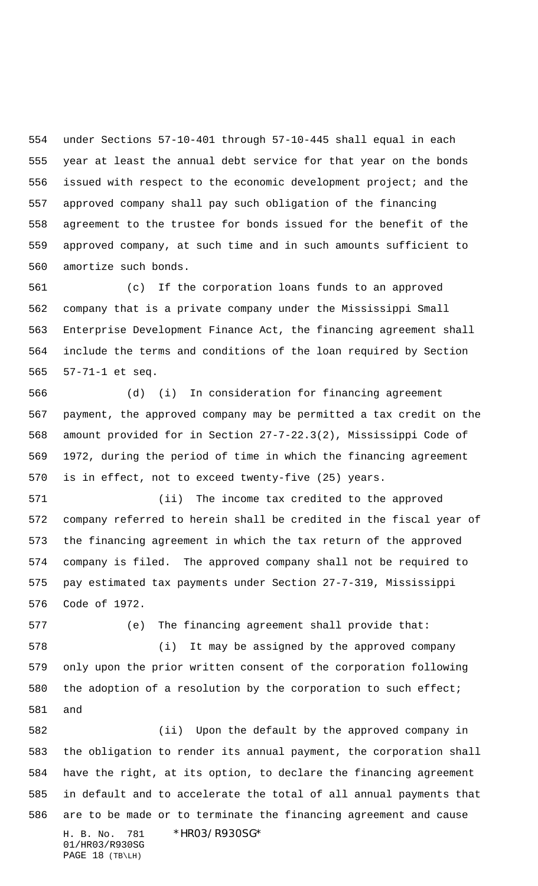under Sections 57-10-401 through 57-10-445 shall equal in each year at least the annual debt service for that year on the bonds issued with respect to the economic development project; and the approved company shall pay such obligation of the financing agreement to the trustee for bonds issued for the benefit of the approved company, at such time and in such amounts sufficient to amortize such bonds.

(c) If the corporation loans funds to an approved company that is a private company under the Mississippi Small Enterprise Development Finance Act, the financing agreement shall include the terms and conditions of the loan required by Section 57-71-1 et seq.

(d) (i) In consideration for financing agreement payment, the approved company may be permitted a tax credit on the amount provided for in Section 27-7-22.3(2), Mississippi Code of 1972, during the period of time in which the financing agreement is in effect, not to exceed twenty-five (25) years.

(ii) The income tax credited to the approved company referred to herein shall be credited in the fiscal year of the financing agreement in which the tax return of the approved company is filed. The approved company shall not be required to pay estimated tax payments under Section 27-7-319, Mississippi Code of 1972.

(e) The financing agreement shall provide that:

(i) It may be assigned by the approved company only upon the prior written consent of the corporation following the adoption of a resolution by the corporation to such effect; and

(ii) Upon the default by the approved company in the obligation to render its annual payment, the corporation shall have the right, at its option, to declare the financing agreement in default and to accelerate the total of all annual payments that are to be made or to terminate the financing agreement and cause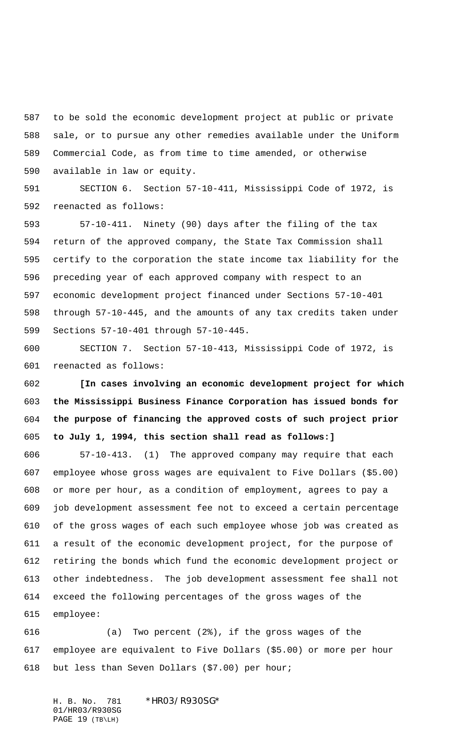to be sold the economic development project at public or private sale, or to pursue any other remedies available under the Uniform Commercial Code, as from time to time amended, or otherwise available in law or equity.

SECTION 6. Section 57-10-411, Mississippi Code of 1972, is reenacted as follows:

57-10-411. Ninety (90) days after the filing of the tax return of the approved company, the State Tax Commission shall certify to the corporation the state income tax liability for the preceding year of each approved company with respect to an economic development project financed under Sections 57-10-401 through 57-10-445, and the amounts of any tax credits taken under Sections 57-10-401 through 57-10-445.

SECTION 7. Section 57-10-413, Mississippi Code of 1972, is reenacted as follows:

**[In cases involving an economic development project for which the Mississippi Business Finance Corporation has issued bonds for the purpose of financing the approved costs of such project prior to July 1, 1994, this section shall read as follows:]**

57-10-413. (1) The approved company may require that each employee whose gross wages are equivalent to Five Dollars ($5.00) or more per hour, as a condition of employment, agrees to pay a job development assessment fee not to exceed a certain percentage of the gross wages of each such employee whose job was created as a result of the economic development project, for the purpose of retiring the bonds which fund the economic development project or other indebtedness. The job development assessment fee shall not exceed the following percentages of the gross wages of the employee:

(a) Two percent (2%), if the gross wages of the employee are equivalent to Five Dollars ($5.00) or more per hour but less than Seven Dollars ($7.00) per hour;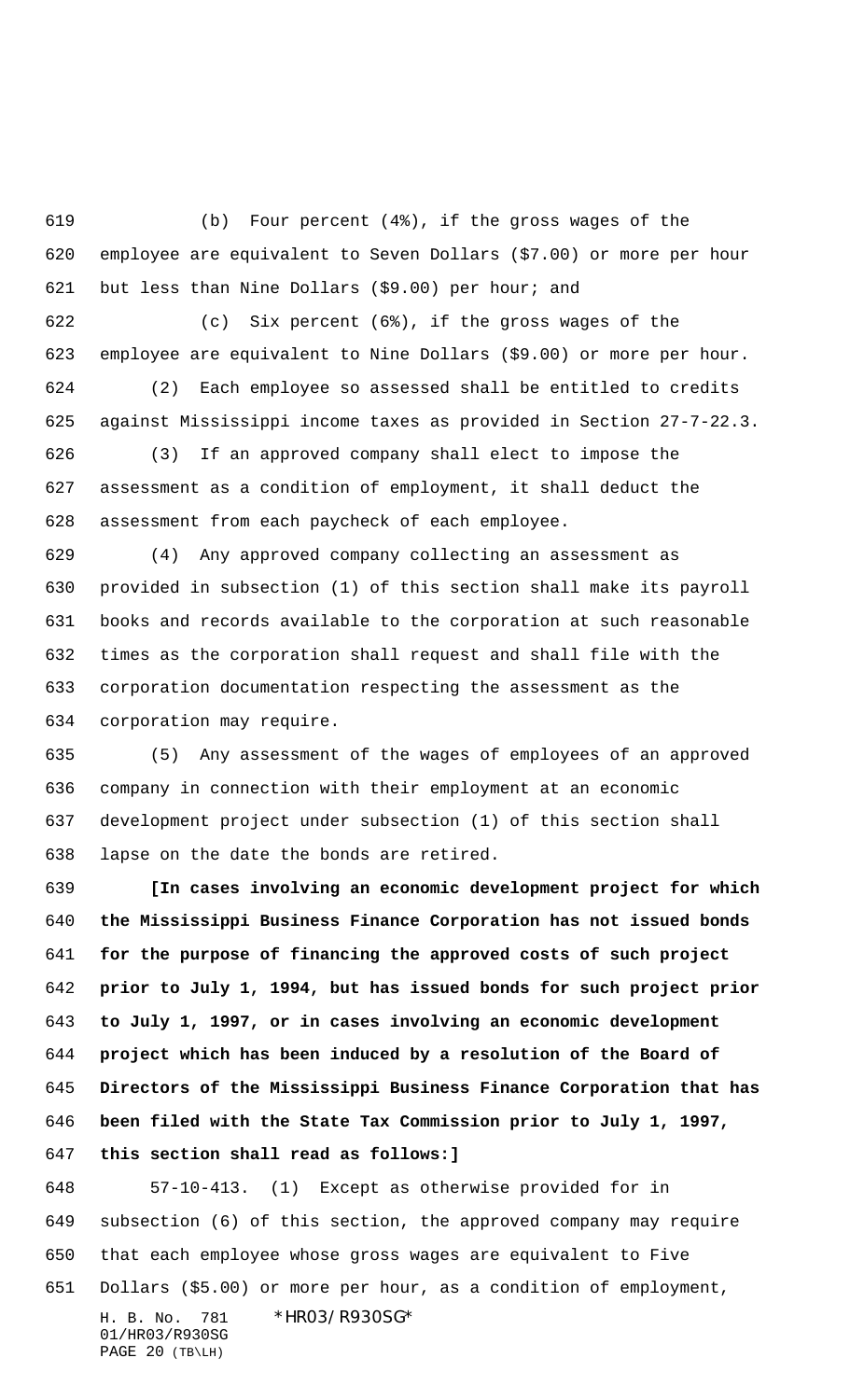(b) Four percent (4%), if the gross wages of the employee are equivalent to Seven Dollars ($7.00) or more per hour but less than Nine Dollars ($9.00) per hour; and

(c) Six percent (6%), if the gross wages of the employee are equivalent to Nine Dollars ($9.00) or more per hour.

(2) Each employee so assessed shall be entitled to credits against Mississippi income taxes as provided in Section 27-7-22.3.

(3) If an approved company shall elect to impose the assessment as a condition of employment, it shall deduct the assessment from each paycheck of each employee.

(4) Any approved company collecting an assessment as provided in subsection (1) of this section shall make its payroll books and records available to the corporation at such reasonable times as the corporation shall request and shall file with the corporation documentation respecting the assessment as the corporation may require.

(5) Any assessment of the wages of employees of an approved company in connection with their employment at an economic development project under subsection (1) of this section shall lapse on the date the bonds are retired.

**[In cases involving an economic development project for which the Mississippi Business Finance Corporation has not issued bonds for the purpose of financing the approved costs of such project prior to July 1, 1994, but has issued bonds for such project prior to July 1, 1997, or in cases involving an economic development project which has been induced by a resolution of the Board of Directors of the Mississippi Business Finance Corporation that has been filed with the State Tax Commission prior to July 1, 1997, this section shall read as follows:]**

57-10-413. (1) Except as otherwise provided for in subsection (6) of this section, the approved company may require that each employee whose gross wages are equivalent to Five Dollars ($5.00) or more per hour, as a condition of employment,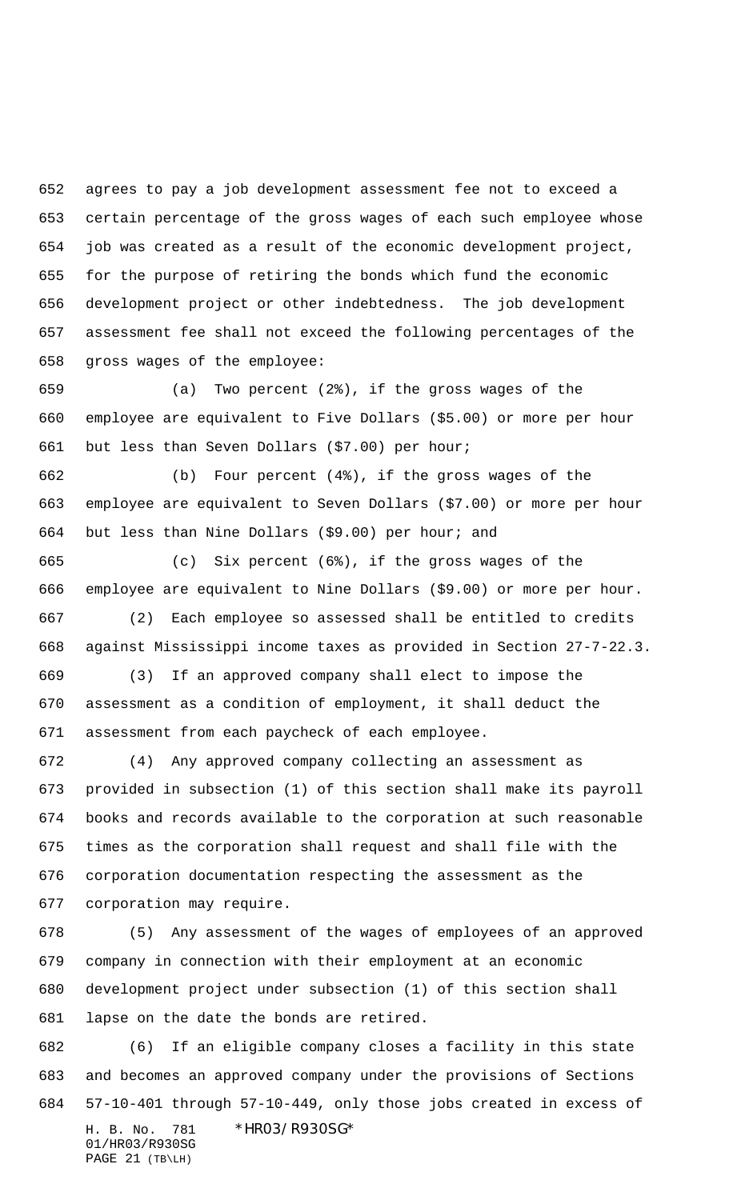agrees to pay a job development assessment fee not to exceed a certain percentage of the gross wages of each such employee whose job was created as a result of the economic development project, for the purpose of retiring the bonds which fund the economic development project or other indebtedness. The job development assessment fee shall not exceed the following percentages of the gross wages of the employee:

(a) Two percent (2%), if the gross wages of the employee are equivalent to Five Dollars ($5.00) or more per hour but less than Seven Dollars ($7.00) per hour;

(b) Four percent (4%), if the gross wages of the employee are equivalent to Seven Dollars ($7.00) or more per hour but less than Nine Dollars ($9.00) per hour; and

(c) Six percent (6%), if the gross wages of the employee are equivalent to Nine Dollars ($9.00) or more per hour.

(2) Each employee so assessed shall be entitled to credits against Mississippi income taxes as provided in Section 27-7-22.3.

(3) If an approved company shall elect to impose the assessment as a condition of employment, it shall deduct the assessment from each paycheck of each employee.

(4) Any approved company collecting an assessment as provided in subsection (1) of this section shall make its payroll books and records available to the corporation at such reasonable times as the corporation shall request and shall file with the corporation documentation respecting the assessment as the corporation may require.

(5) Any assessment of the wages of employees of an approved company in connection with their employment at an economic development project under subsection (1) of this section shall lapse on the date the bonds are retired.

(6) If an eligible company closes a facility in this state and becomes an approved company under the provisions of Sections 57-10-401 through 57-10-449, only those jobs created in excess of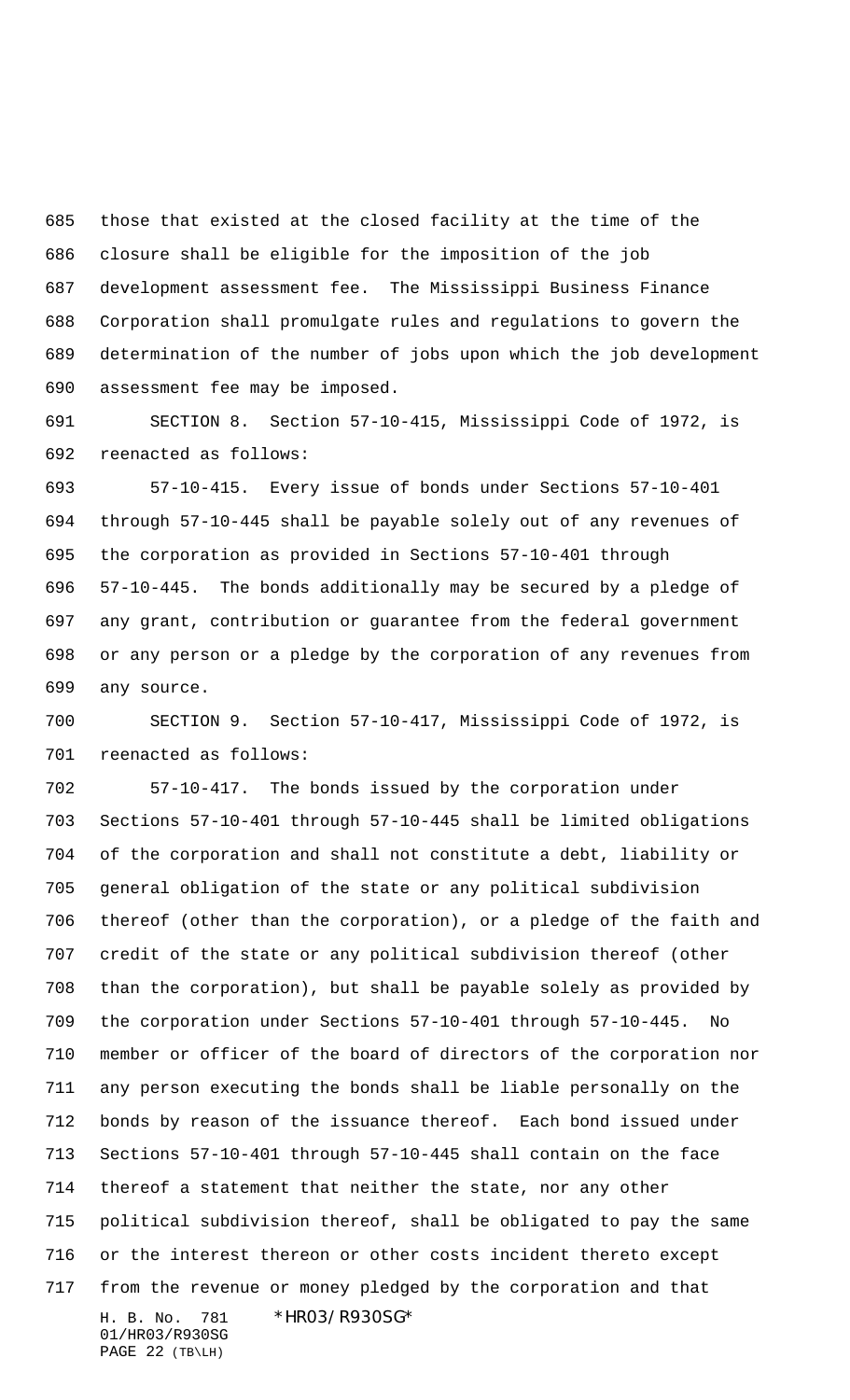those that existed at the closed facility at the time of the closure shall be eligible for the imposition of the job development assessment fee. The Mississippi Business Finance Corporation shall promulgate rules and regulations to govern the determination of the number of jobs upon which the job development assessment fee may be imposed.

SECTION 8. Section 57-10-415, Mississippi Code of 1972, is reenacted as follows:

57-10-415. Every issue of bonds under Sections 57-10-401 through 57-10-445 shall be payable solely out of any revenues of the corporation as provided in Sections 57-10-401 through 57-10-445. The bonds additionally may be secured by a pledge of any grant, contribution or guarantee from the federal government or any person or a pledge by the corporation of any revenues from any source.

SECTION 9. Section 57-10-417, Mississippi Code of 1972, is reenacted as follows:

57-10-417. The bonds issued by the corporation under Sections 57-10-401 through 57-10-445 shall be limited obligations of the corporation and shall not constitute a debt, liability or general obligation of the state or any political subdivision thereof (other than the corporation), or a pledge of the faith and credit of the state or any political subdivision thereof (other than the corporation), but shall be payable solely as provided by the corporation under Sections 57-10-401 through 57-10-445. No member or officer of the board of directors of the corporation nor any person executing the bonds shall be liable personally on the bonds by reason of the issuance thereof. Each bond issued under Sections 57-10-401 through 57-10-445 shall contain on the face thereof a statement that neither the state, nor any other political subdivision thereof, shall be obligated to pay the same or the interest thereon or other costs incident thereto except from the revenue or money pledged by the corporation and that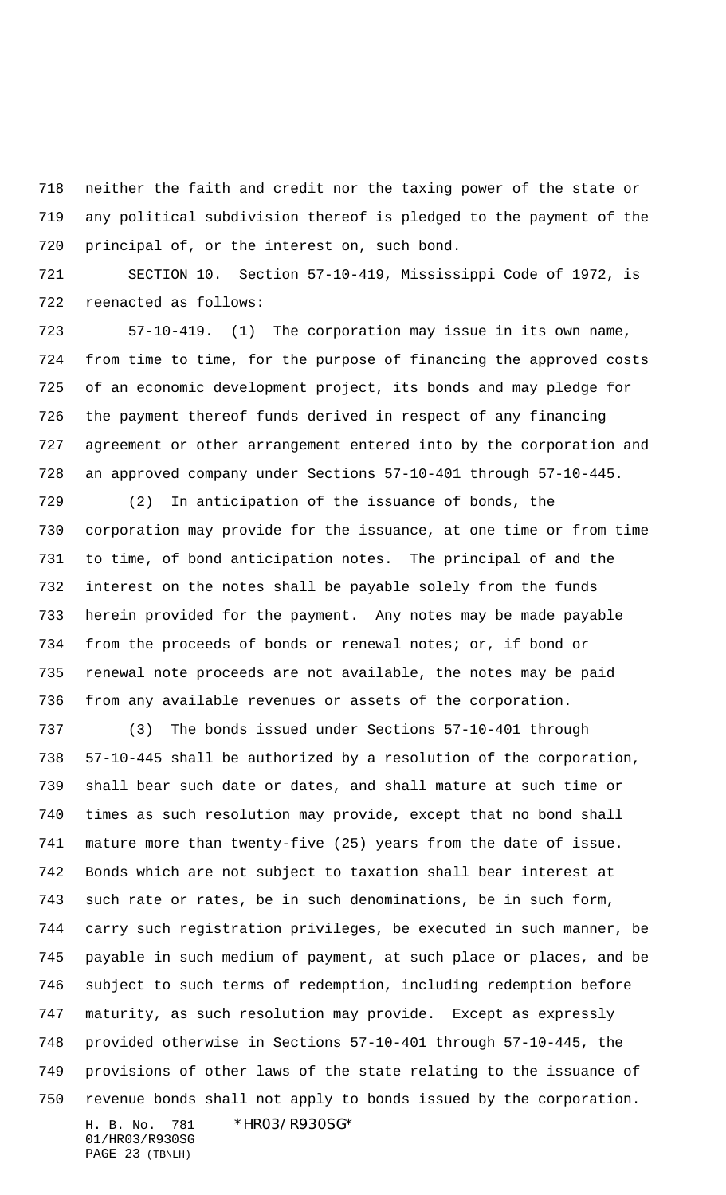neither the faith and credit nor the taxing power of the state or any political subdivision thereof is pledged to the payment of the principal of, or the interest on, such bond.

SECTION 10. Section 57-10-419, Mississippi Code of 1972, is reenacted as follows:

57-10-419. (1) The corporation may issue in its own name, from time to time, for the purpose of financing the approved costs of an economic development project, its bonds and may pledge for the payment thereof funds derived in respect of any financing agreement or other arrangement entered into by the corporation and an approved company under Sections 57-10-401 through 57-10-445.

(2) In anticipation of the issuance of bonds, the corporation may provide for the issuance, at one time or from time to time, of bond anticipation notes. The principal of and the interest on the notes shall be payable solely from the funds herein provided for the payment. Any notes may be made payable from the proceeds of bonds or renewal notes; or, if bond or renewal note proceeds are not available, the notes may be paid from any available revenues or assets of the corporation.

(3) The bonds issued under Sections 57-10-401 through 57-10-445 shall be authorized by a resolution of the corporation, shall bear such date or dates, and shall mature at such time or times as such resolution may provide, except that no bond shall mature more than twenty-five (25) years from the date of issue. Bonds which are not subject to taxation shall bear interest at such rate or rates, be in such denominations, be in such form, carry such registration privileges, be executed in such manner, be payable in such medium of payment, at such place or places, and be subject to such terms of redemption, including redemption before maturity, as such resolution may provide. Except as expressly provided otherwise in Sections 57-10-401 through 57-10-445, the provisions of other laws of the state relating to the issuance of revenue bonds shall not apply to bonds issued by the corporation.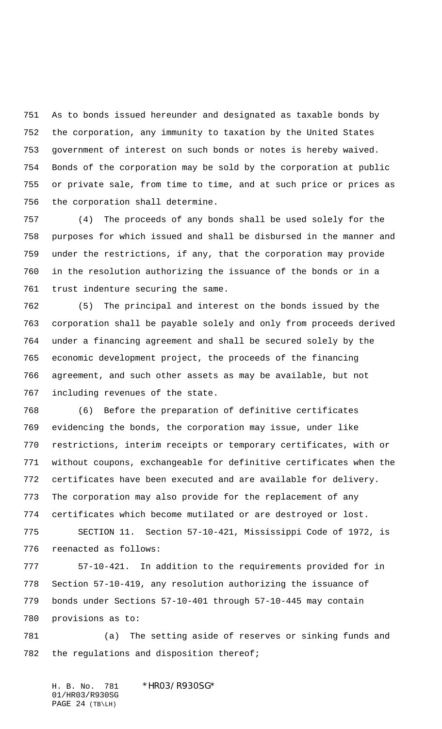As to bonds issued hereunder and designated as taxable bonds by the corporation, any immunity to taxation by the United States government of interest on such bonds or notes is hereby waived. Bonds of the corporation may be sold by the corporation at public or private sale, from time to time, and at such price or prices as the corporation shall determine.

(4) The proceeds of any bonds shall be used solely for the purposes for which issued and shall be disbursed in the manner and under the restrictions, if any, that the corporation may provide in the resolution authorizing the issuance of the bonds or in a trust indenture securing the same.

(5) The principal and interest on the bonds issued by the corporation shall be payable solely and only from proceeds derived under a financing agreement and shall be secured solely by the economic development project, the proceeds of the financing agreement, and such other assets as may be available, but not including revenues of the state.

(6) Before the preparation of definitive certificates evidencing the bonds, the corporation may issue, under like restrictions, interim receipts or temporary certificates, with or without coupons, exchangeable for definitive certificates when the certificates have been executed and are available for delivery. The corporation may also provide for the replacement of any certificates which become mutilated or are destroyed or lost.

SECTION 11. Section 57-10-421, Mississippi Code of 1972, is reenacted as follows:

57-10-421. In addition to the requirements provided for in Section 57-10-419, any resolution authorizing the issuance of bonds under Sections 57-10-401 through 57-10-445 may contain provisions as to:

(a) The setting aside of reserves or sinking funds and the regulations and disposition thereof;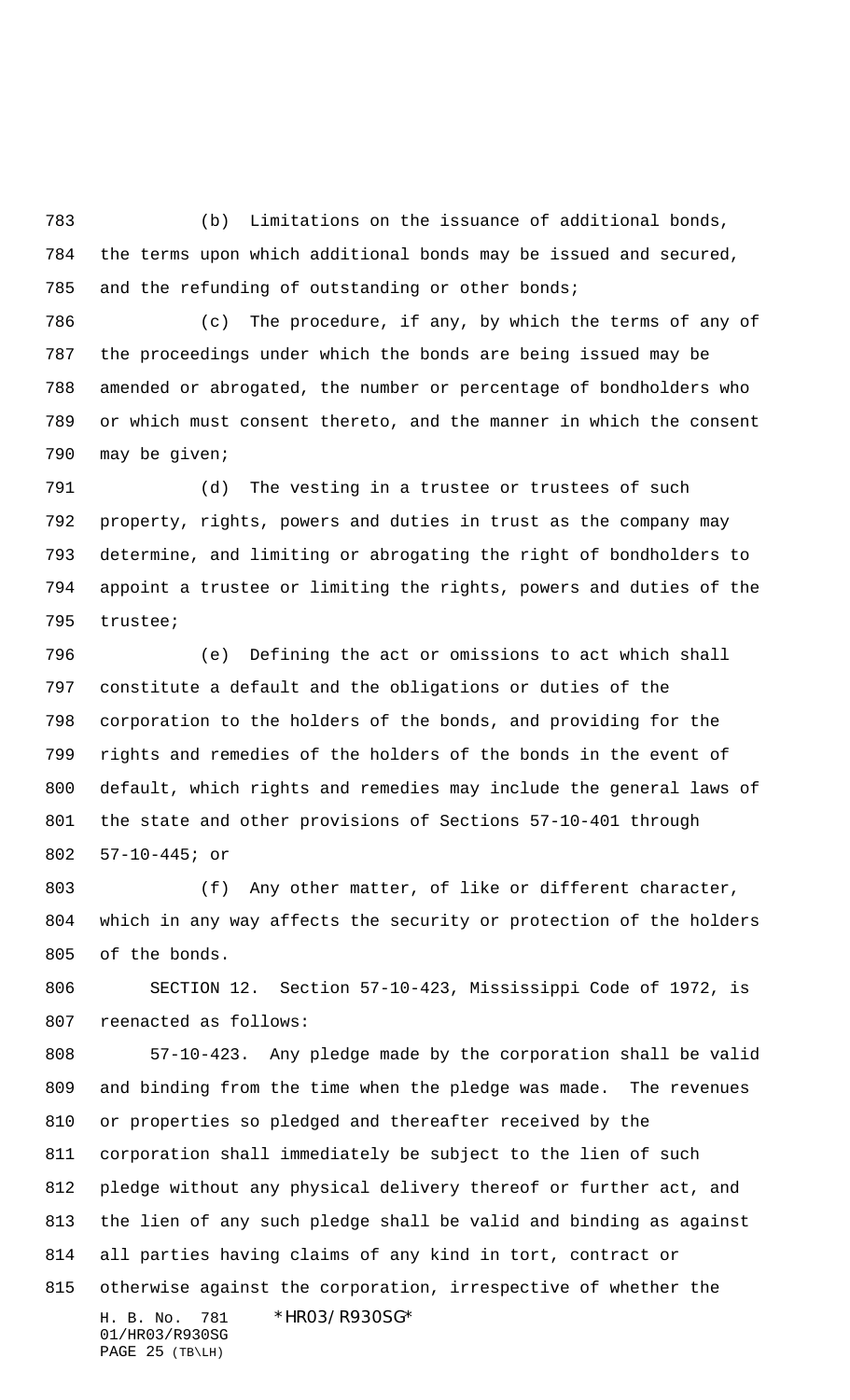(b) Limitations on the issuance of additional bonds, the terms upon which additional bonds may be issued and secured, and the refunding of outstanding or other bonds;

(c) The procedure, if any, by which the terms of any of the proceedings under which the bonds are being issued may be amended or abrogated, the number or percentage of bondholders who or which must consent thereto, and the manner in which the consent may be given;

(d) The vesting in a trustee or trustees of such property, rights, powers and duties in trust as the company may determine, and limiting or abrogating the right of bondholders to appoint a trustee or limiting the rights, powers and duties of the trustee;

(e) Defining the act or omissions to act which shall constitute a default and the obligations or duties of the corporation to the holders of the bonds, and providing for the rights and remedies of the holders of the bonds in the event of default, which rights and remedies may include the general laws of the state and other provisions of Sections 57-10-401 through 57-10-445; or

(f) Any other matter, of like or different character, which in any way affects the security or protection of the holders of the bonds.

SECTION 12. Section 57-10-423, Mississippi Code of 1972, is reenacted as follows:

57-10-423. Any pledge made by the corporation shall be valid and binding from the time when the pledge was made. The revenues or properties so pledged and thereafter received by the corporation shall immediately be subject to the lien of such pledge without any physical delivery thereof or further act, and the lien of any such pledge shall be valid and binding as against all parties having claims of any kind in tort, contract or otherwise against the corporation, irrespective of whether the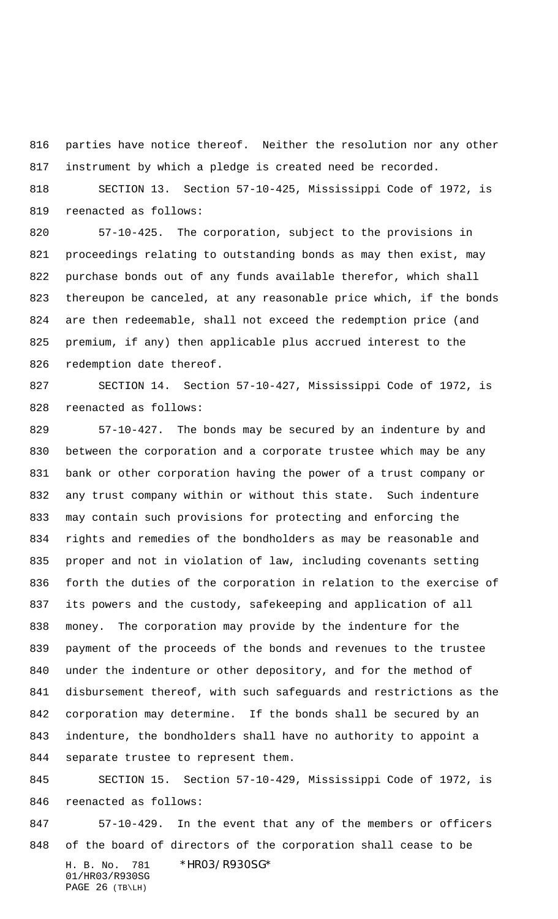parties have notice thereof. Neither the resolution nor any other instrument by which a pledge is created need be recorded.

SECTION 13. Section 57-10-425, Mississippi Code of 1972, is reenacted as follows:

57-10-425. The corporation, subject to the provisions in proceedings relating to outstanding bonds as may then exist, may purchase bonds out of any funds available therefor, which shall thereupon be canceled, at any reasonable price which, if the bonds are then redeemable, shall not exceed the redemption price (and premium, if any) then applicable plus accrued interest to the redemption date thereof.

SECTION 14. Section 57-10-427, Mississippi Code of 1972, is reenacted as follows:

57-10-427. The bonds may be secured by an indenture by and between the corporation and a corporate trustee which may be any bank or other corporation having the power of a trust company or any trust company within or without this state. Such indenture may contain such provisions for protecting and enforcing the rights and remedies of the bondholders as may be reasonable and proper and not in violation of law, including covenants setting forth the duties of the corporation in relation to the exercise of its powers and the custody, safekeeping and application of all money. The corporation may provide by the indenture for the payment of the proceeds of the bonds and revenues to the trustee under the indenture or other depository, and for the method of disbursement thereof, with such safeguards and restrictions as the corporation may determine. If the bonds shall be secured by an indenture, the bondholders shall have no authority to appoint a separate trustee to represent them.

SECTION 15. Section 57-10-429, Mississippi Code of 1972, is reenacted as follows:

57-10-429. In the event that any of the members or officers of the board of directors of the corporation shall cease to be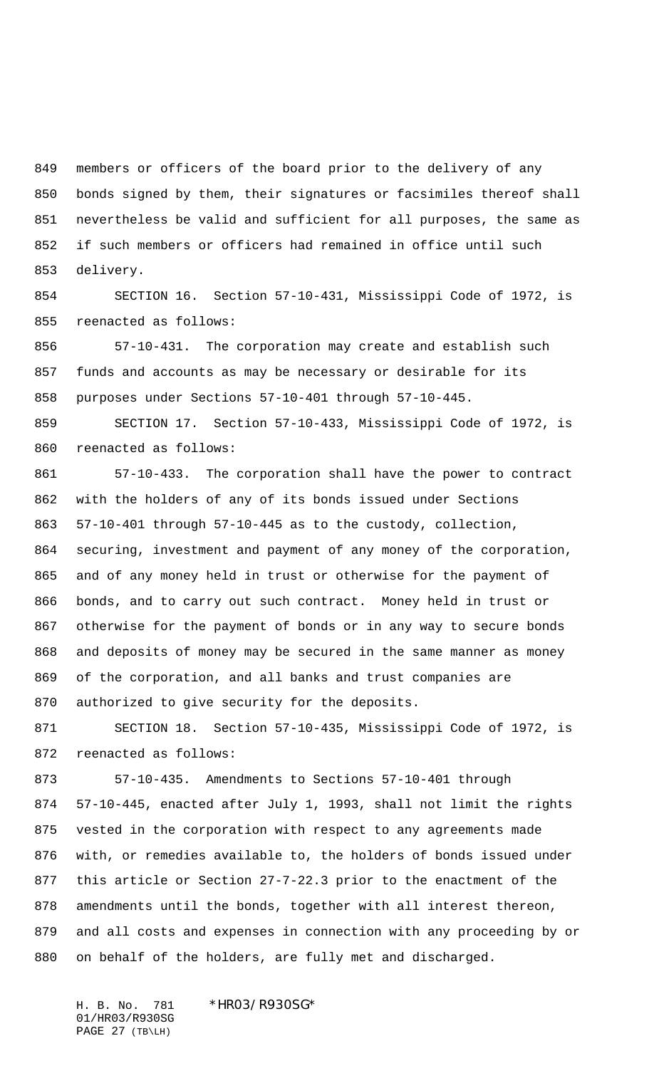members or officers of the board prior to the delivery of any bonds signed by them, their signatures or facsimiles thereof shall nevertheless be valid and sufficient for all purposes, the same as if such members or officers had remained in office until such delivery.

SECTION 16. Section 57-10-431, Mississippi Code of 1972, is reenacted as follows:

57-10-431. The corporation may create and establish such funds and accounts as may be necessary or desirable for its purposes under Sections 57-10-401 through 57-10-445.

SECTION 17. Section 57-10-433, Mississippi Code of 1972, is reenacted as follows:

57-10-433. The corporation shall have the power to contract with the holders of any of its bonds issued under Sections 57-10-401 through 57-10-445 as to the custody, collection, securing, investment and payment of any money of the corporation, and of any money held in trust or otherwise for the payment of bonds, and to carry out such contract. Money held in trust or otherwise for the payment of bonds or in any way to secure bonds and deposits of money may be secured in the same manner as money of the corporation, and all banks and trust companies are authorized to give security for the deposits.

SECTION 18. Section 57-10-435, Mississippi Code of 1972, is reenacted as follows:

57-10-435. Amendments to Sections 57-10-401 through 57-10-445, enacted after July 1, 1993, shall not limit the rights vested in the corporation with respect to any agreements made with, or remedies available to, the holders of bonds issued under this article or Section 27-7-22.3 prior to the enactment of the amendments until the bonds, together with all interest thereon, and all costs and expenses in connection with any proceeding by or on behalf of the holders, are fully met and discharged.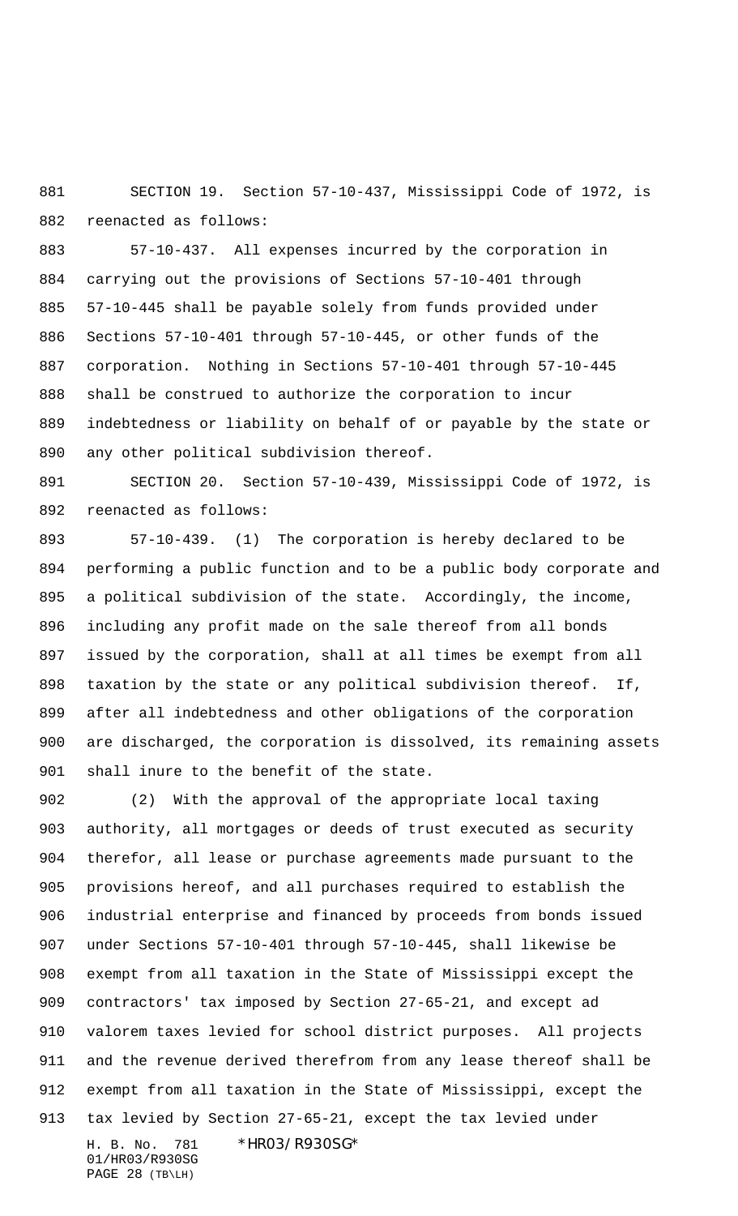SECTION 19. Section 57-10-437, Mississippi Code of 1972, is reenacted as follows:

57-10-437. All expenses incurred by the corporation in carrying out the provisions of Sections 57-10-401 through 57-10-445 shall be payable solely from funds provided under Sections 57-10-401 through 57-10-445, or other funds of the corporation. Nothing in Sections 57-10-401 through 57-10-445 shall be construed to authorize the corporation to incur indebtedness or liability on behalf of or payable by the state or any other political subdivision thereof.

SECTION 20. Section 57-10-439, Mississippi Code of 1972, is reenacted as follows:

57-10-439. (1) The corporation is hereby declared to be performing a public function and to be a public body corporate and a political subdivision of the state. Accordingly, the income, including any profit made on the sale thereof from all bonds issued by the corporation, shall at all times be exempt from all taxation by the state or any political subdivision thereof. If, after all indebtedness and other obligations of the corporation are discharged, the corporation is dissolved, its remaining assets shall inure to the benefit of the state.

(2) With the approval of the appropriate local taxing authority, all mortgages or deeds of trust executed as security therefor, all lease or purchase agreements made pursuant to the provisions hereof, and all purchases required to establish the industrial enterprise and financed by proceeds from bonds issued under Sections 57-10-401 through 57-10-445, shall likewise be exempt from all taxation in the State of Mississippi except the contractors' tax imposed by Section 27-65-21, and except ad valorem taxes levied for school district purposes. All projects and the revenue derived therefrom from any lease thereof shall be exempt from all taxation in the State of Mississippi, except the tax levied by Section 27-65-21, except the tax levied under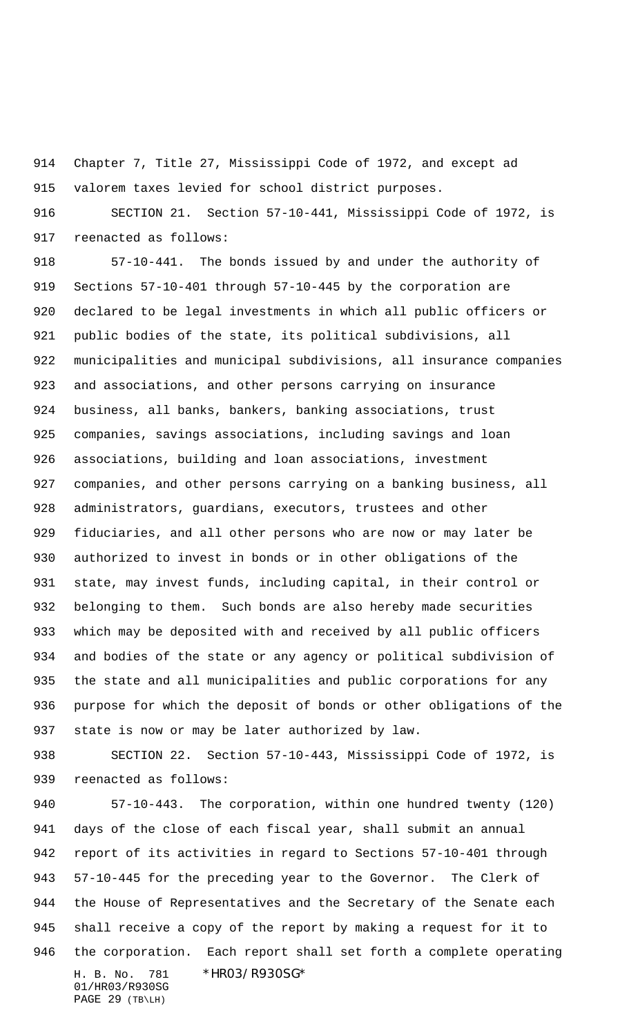Chapter 7, Title 27, Mississippi Code of 1972, and except ad valorem taxes levied for school district purposes.

SECTION 21. Section 57-10-441, Mississippi Code of 1972, is reenacted as follows:

57-10-441. The bonds issued by and under the authority of Sections 57-10-401 through 57-10-445 by the corporation are declared to be legal investments in which all public officers or public bodies of the state, its political subdivisions, all municipalities and municipal subdivisions, all insurance companies and associations, and other persons carrying on insurance business, all banks, bankers, banking associations, trust companies, savings associations, including savings and loan associations, building and loan associations, investment companies, and other persons carrying on a banking business, all administrators, guardians, executors, trustees and other fiduciaries, and all other persons who are now or may later be authorized to invest in bonds or in other obligations of the state, may invest funds, including capital, in their control or belonging to them. Such bonds are also hereby made securities which may be deposited with and received by all public officers and bodies of the state or any agency or political subdivision of the state and all municipalities and public corporations for any purpose for which the deposit of bonds or other obligations of the state is now or may be later authorized by law.

SECTION 22. Section 57-10-443, Mississippi Code of 1972, is reenacted as follows:

57-10-443. The corporation, within one hundred twenty (120) days of the close of each fiscal year, shall submit an annual report of its activities in regard to Sections 57-10-401 through 57-10-445 for the preceding year to the Governor. The Clerk of the House of Representatives and the Secretary of the Senate each shall receive a copy of the report by making a request for it to the corporation. Each report shall set forth a complete operating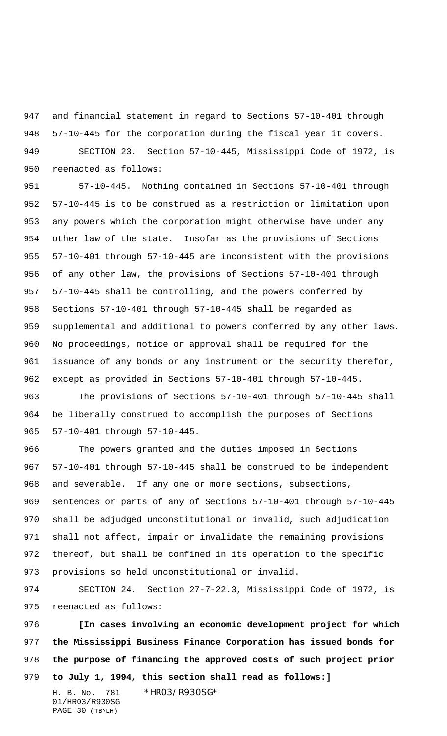and financial statement in regard to Sections 57-10-401 through 57-10-445 for the corporation during the fiscal year it covers.

SECTION 23. Section 57-10-445, Mississippi Code of 1972, is reenacted as follows:

57-10-445. Nothing contained in Sections 57-10-401 through 57-10-445 is to be construed as a restriction or limitation upon any powers which the corporation might otherwise have under any other law of the state. Insofar as the provisions of Sections 57-10-401 through 57-10-445 are inconsistent with the provisions of any other law, the provisions of Sections 57-10-401 through 57-10-445 shall be controlling, and the powers conferred by Sections 57-10-401 through 57-10-445 shall be regarded as supplemental and additional to powers conferred by any other laws. No proceedings, notice or approval shall be required for the issuance of any bonds or any instrument or the security therefor, except as provided in Sections 57-10-401 through 57-10-445.

The provisions of Sections 57-10-401 through 57-10-445 shall be liberally construed to accomplish the purposes of Sections 57-10-401 through 57-10-445.

The powers granted and the duties imposed in Sections 57-10-401 through 57-10-445 shall be construed to be independent and severable. If any one or more sections, subsections, sentences or parts of any of Sections 57-10-401 through 57-10-445 shall be adjudged unconstitutional or invalid, such adjudication shall not affect, impair or invalidate the remaining provisions thereof, but shall be confined in its operation to the specific provisions so held unconstitutional or invalid.

SECTION 24. Section 27-7-22.3, Mississippi Code of 1972, is reenacted as follows:

**[In cases involving an economic development project for which the Mississippi Business Finance Corporation has issued bonds for the purpose of financing the approved costs of such project prior to July 1, 1994, this section shall read as follows:]**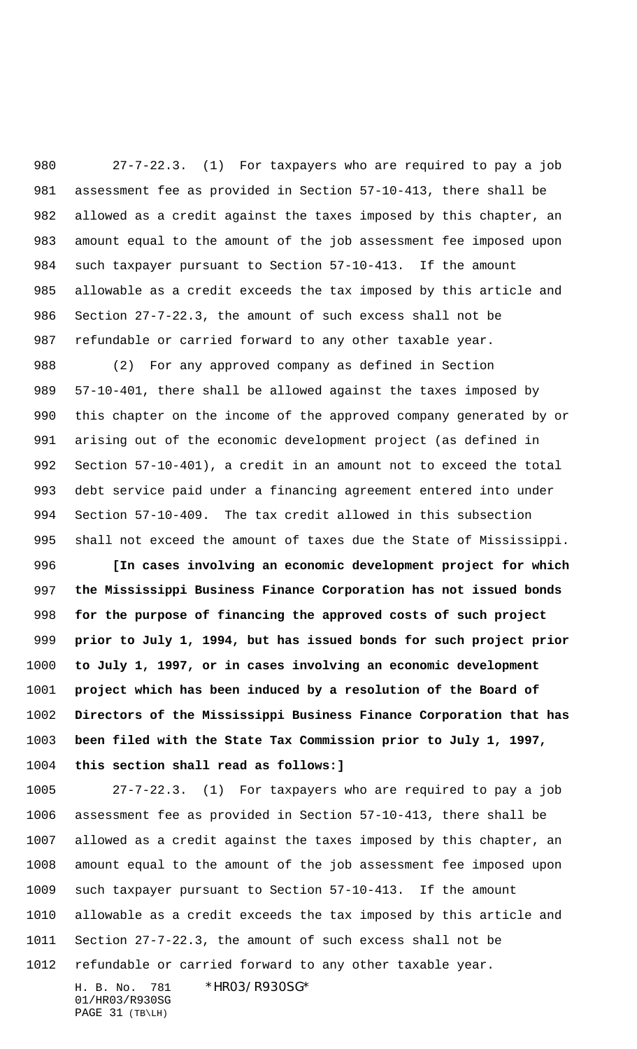27-7-22.3. (1) For taxpayers who are required to pay a job assessment fee as provided in Section 57-10-413, there shall be allowed as a credit against the taxes imposed by this chapter, an amount equal to the amount of the job assessment fee imposed upon such taxpayer pursuant to Section 57-10-413. If the amount allowable as a credit exceeds the tax imposed by this article and Section 27-7-22.3, the amount of such excess shall not be refundable or carried forward to any other taxable year.

(2) For any approved company as defined in Section 57-10-401, there shall be allowed against the taxes imposed by this chapter on the income of the approved company generated by or arising out of the economic development project (as defined in Section 57-10-401), a credit in an amount not to exceed the total debt service paid under a financing agreement entered into under Section 57-10-409. The tax credit allowed in this subsection shall not exceed the amount of taxes due the State of Mississippi.

**[In cases involving an economic development project for which the Mississippi Business Finance Corporation has not issued bonds for the purpose of financing the approved costs of such project prior to July 1, 1994, but has issued bonds for such project prior to July 1, 1997, or in cases involving an economic development project which has been induced by a resolution of the Board of Directors of the Mississippi Business Finance Corporation that has been filed with the State Tax Commission prior to July 1, 1997, this section shall read as follows:]**

27-7-22.3. (1) For taxpayers who are required to pay a job assessment fee as provided in Section 57-10-413, there shall be allowed as a credit against the taxes imposed by this chapter, an amount equal to the amount of the job assessment fee imposed upon such taxpayer pursuant to Section 57-10-413. If the amount allowable as a credit exceeds the tax imposed by this article and Section 27-7-22.3, the amount of such excess shall not be refundable or carried forward to any other taxable year.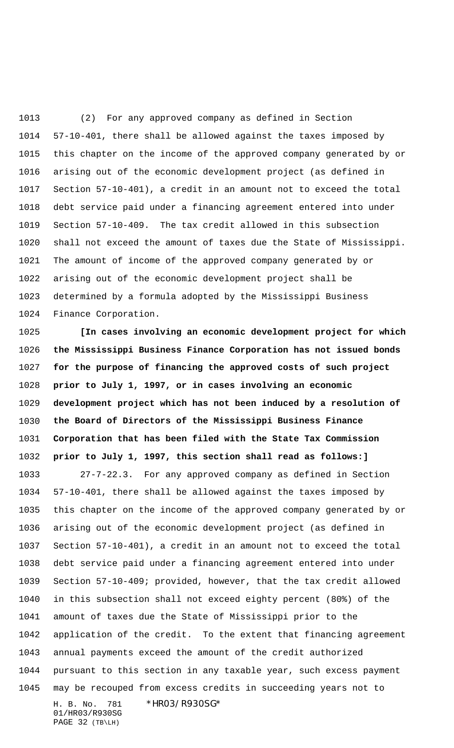(2) For any approved company as defined in Section 57-10-401, there shall be allowed against the taxes imposed by this chapter on the income of the approved company generated by or arising out of the economic development project (as defined in Section 57-10-401), a credit in an amount not to exceed the total debt service paid under a financing agreement entered into under Section 57-10-409. The tax credit allowed in this subsection shall not exceed the amount of taxes due the State of Mississippi. The amount of income of the approved company generated by or arising out of the economic development project shall be determined by a formula adopted by the Mississippi Business Finance Corporation.

**[In cases involving an economic development project for which the Mississippi Business Finance Corporation has not issued bonds for the purpose of financing the approved costs of such project prior to July 1, 1997, or in cases involving an economic development project which has not been induced by a resolution of the Board of Directors of the Mississippi Business Finance Corporation that has been filed with the State Tax Commission prior to July 1, 1997, this section shall read as follows:]**

27-7-22.3. For any approved company as defined in Section 57-10-401, there shall be allowed against the taxes imposed by this chapter on the income of the approved company generated by or arising out of the economic development project (as defined in Section 57-10-401), a credit in an amount not to exceed the total debt service paid under a financing agreement entered into under Section 57-10-409; provided, however, that the tax credit allowed in this subsection shall not exceed eighty percent (80%) of the amount of taxes due the State of Mississippi prior to the application of the credit. To the extent that financing agreement annual payments exceed the amount of the credit authorized pursuant to this section in any taxable year, such excess payment may be recouped from excess credits in succeeding years not to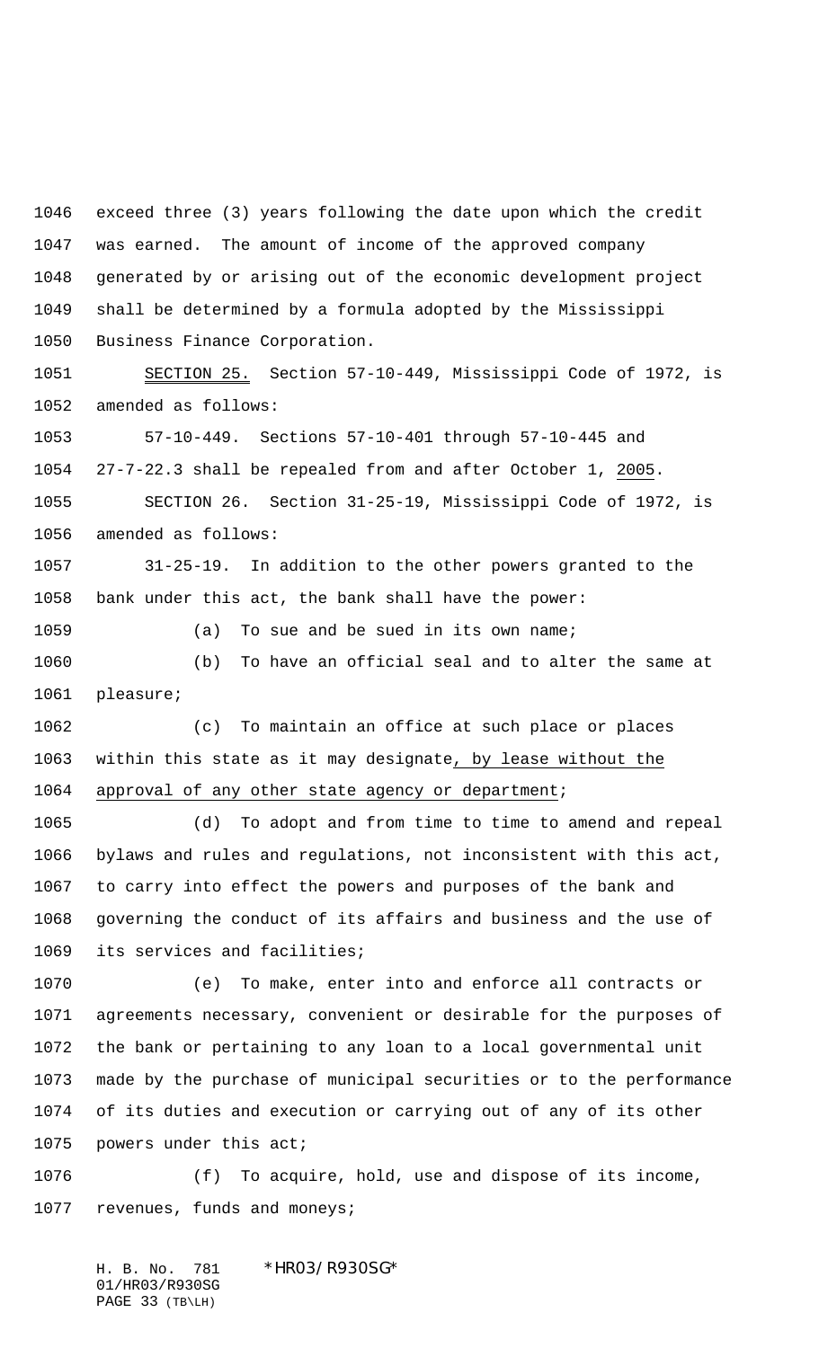exceed three (3) years following the date upon which the credit was earned. The amount of income of the approved company generated by or arising out of the economic development project shall be determined by a formula adopted by the Mississippi Business Finance Corporation.

SECTION 25. Section 57-10-449, Mississippi Code of 1972, is amended as follows:

57-10-449. Sections 57-10-401 through 57-10-445 and 27-7-22.3 shall be repealed from and after October 1, 2005.

SECTION 26. Section 31-25-19, Mississippi Code of 1972, is amended as follows:

31-25-19. In addition to the other powers granted to the bank under this act, the bank shall have the power:

(a) To sue and be sued in its own name;

(b) To have an official seal and to alter the same at pleasure;

(c) To maintain an office at such place or places within this state as it may designate, by lease without the approval of any other state agency or department;

(d) To adopt and from time to time to amend and repeal bylaws and rules and regulations, not inconsistent with this act, to carry into effect the powers and purposes of the bank and governing the conduct of its affairs and business and the use of its services and facilities;

(e) To make, enter into and enforce all contracts or agreements necessary, convenient or desirable for the purposes of the bank or pertaining to any loan to a local governmental unit made by the purchase of municipal securities or to the performance of its duties and execution or carrying out of any of its other powers under this act;

(f) To acquire, hold, use and dispose of its income, revenues, funds and moneys;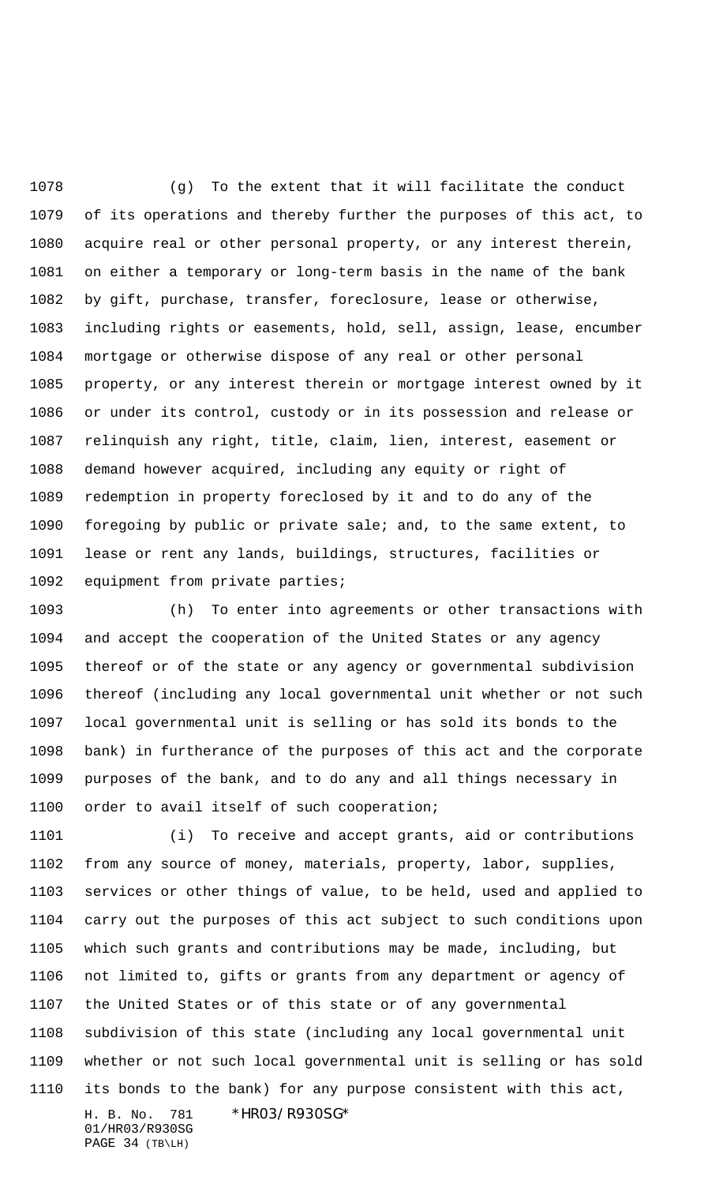(g) To the extent that it will facilitate the conduct of its operations and thereby further the purposes of this act, to acquire real or other personal property, or any interest therein, on either a temporary or long-term basis in the name of the bank by gift, purchase, transfer, foreclosure, lease or otherwise, including rights or easements, hold, sell, assign, lease, encumber mortgage or otherwise dispose of any real or other personal property, or any interest therein or mortgage interest owned by it or under its control, custody or in its possession and release or relinquish any right, title, claim, lien, interest, easement or demand however acquired, including any equity or right of redemption in property foreclosed by it and to do any of the foregoing by public or private sale; and, to the same extent, to lease or rent any lands, buildings, structures, facilities or equipment from private parties;

(h) To enter into agreements or other transactions with and accept the cooperation of the United States or any agency thereof or of the state or any agency or governmental subdivision thereof (including any local governmental unit whether or not such local governmental unit is selling or has sold its bonds to the bank) in furtherance of the purposes of this act and the corporate purposes of the bank, and to do any and all things necessary in order to avail itself of such cooperation;

(i) To receive and accept grants, aid or contributions from any source of money, materials, property, labor, supplies, services or other things of value, to be held, used and applied to carry out the purposes of this act subject to such conditions upon which such grants and contributions may be made, including, but not limited to, gifts or grants from any department or agency of the United States or of this state or of any governmental subdivision of this state (including any local governmental unit whether or not such local governmental unit is selling or has sold its bonds to the bank) for any purpose consistent with this act,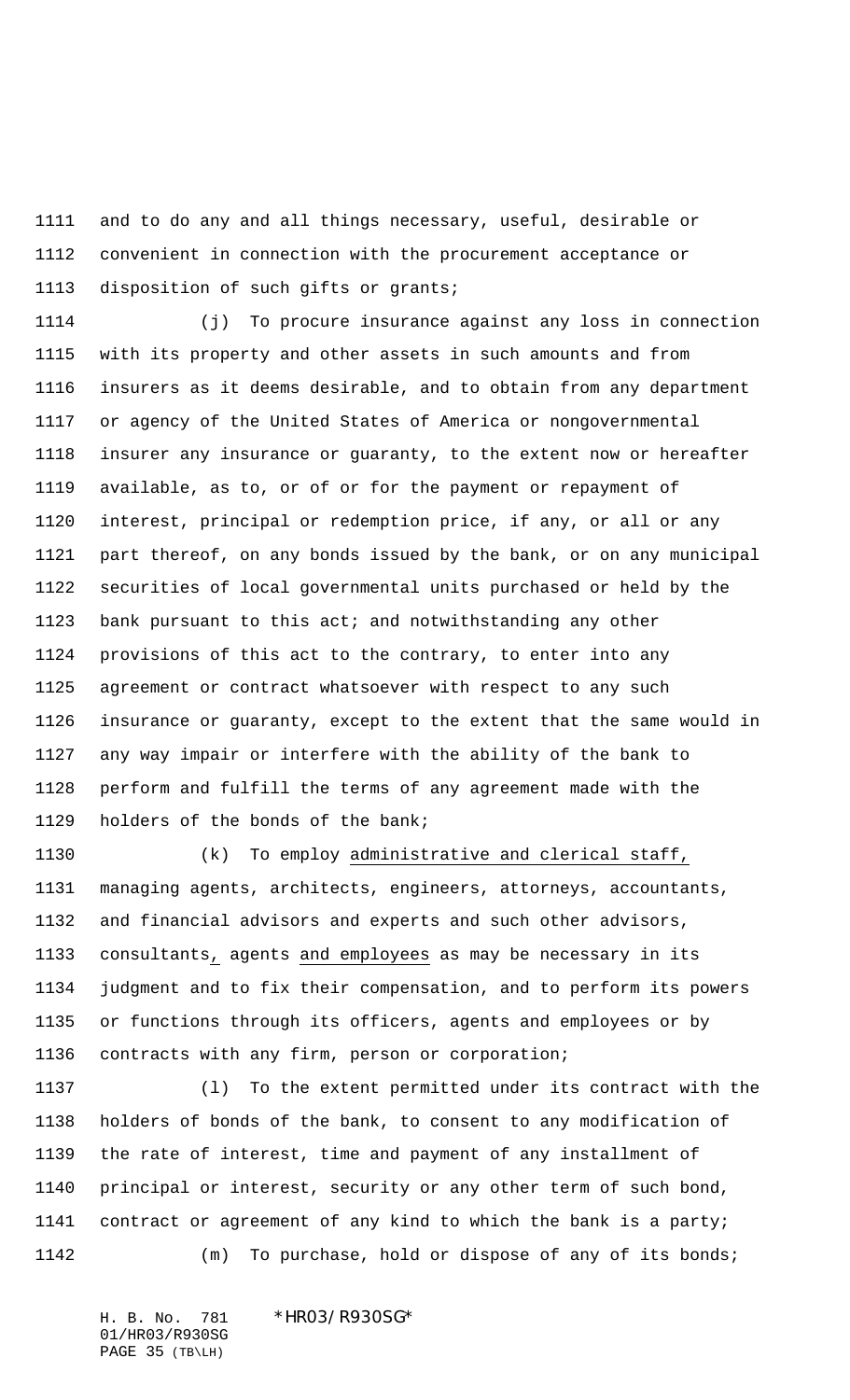and to do any and all things necessary, useful, desirable or convenient in connection with the procurement acceptance or disposition of such gifts or grants;

(j) To procure insurance against any loss in connection with its property and other assets in such amounts and from insurers as it deems desirable, and to obtain from any department or agency of the United States of America or nongovernmental insurer any insurance or guaranty, to the extent now or hereafter available, as to, or of or for the payment or repayment of interest, principal or redemption price, if any, or all or any part thereof, on any bonds issued by the bank, or on any municipal securities of local governmental units purchased or held by the bank pursuant to this act; and notwithstanding any other provisions of this act to the contrary, to enter into any agreement or contract whatsoever with respect to any such insurance or guaranty, except to the extent that the same would in any way impair or interfere with the ability of the bank to perform and fulfill the terms of any agreement made with the holders of the bonds of the bank;

(k) To employ administrative and clerical staff, managing agents, architects, engineers, attorneys, accountants, and financial advisors and experts and such other advisors, consultants, agents and employees as may be necessary in its judgment and to fix their compensation, and to perform its powers or functions through its officers, agents and employees or by contracts with any firm, person or corporation;

(l) To the extent permitted under its contract with the holders of bonds of the bank, to consent to any modification of the rate of interest, time and payment of any installment of principal or interest, security or any other term of such bond, contract or agreement of any kind to which the bank is a party;

(m) To purchase, hold or dispose of any of its bonds;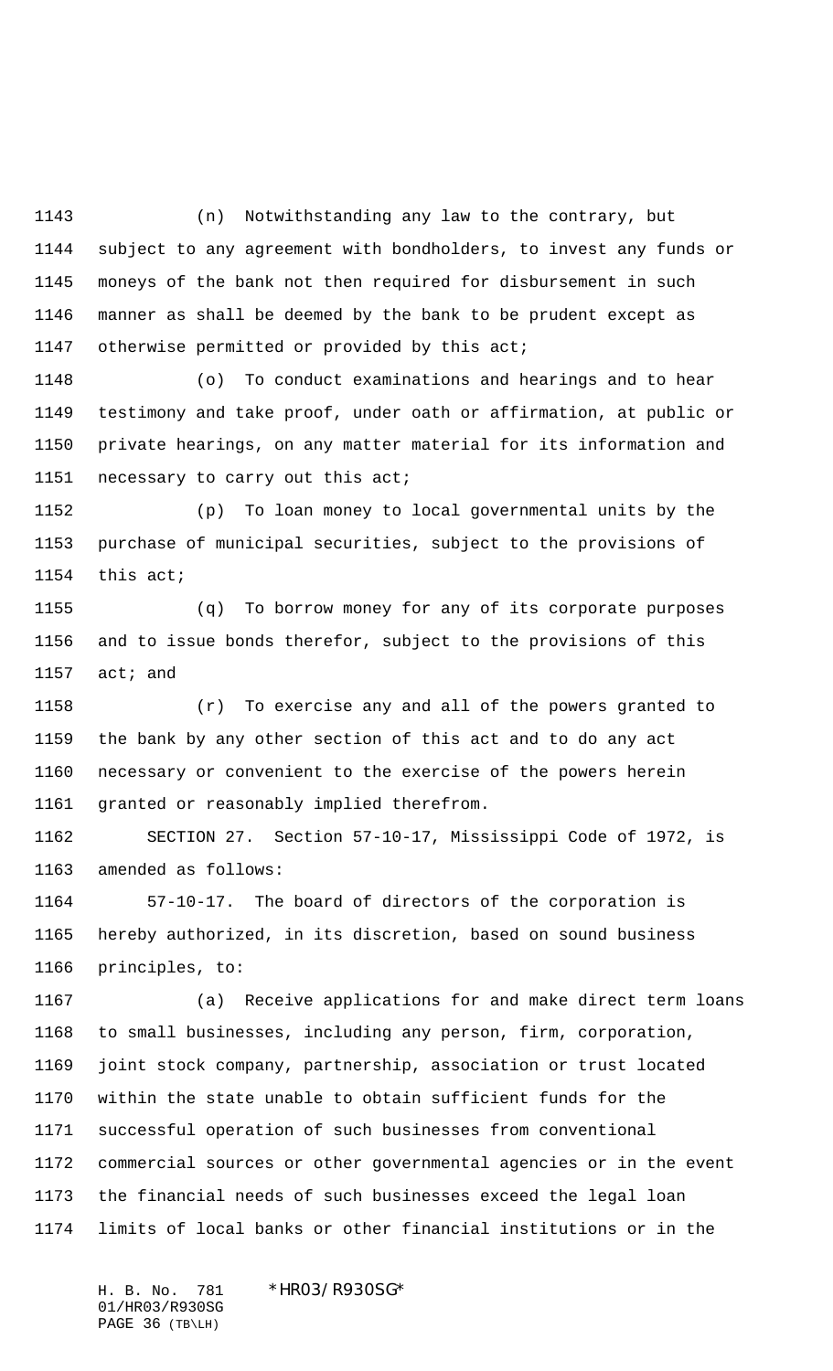(n) Notwithstanding any law to the contrary, but subject to any agreement with bondholders, to invest any funds or moneys of the bank not then required for disbursement in such manner as shall be deemed by the bank to be prudent except as otherwise permitted or provided by this act;

(o) To conduct examinations and hearings and to hear testimony and take proof, under oath or affirmation, at public or private hearings, on any matter material for its information and necessary to carry out this act;

(p) To loan money to local governmental units by the purchase of municipal securities, subject to the provisions of this act;

(q) To borrow money for any of its corporate purposes and to issue bonds therefor, subject to the provisions of this act; and

(r) To exercise any and all of the powers granted to the bank by any other section of this act and to do any act necessary or convenient to the exercise of the powers herein granted or reasonably implied therefrom.

SECTION 27. Section 57-10-17, Mississippi Code of 1972, is amended as follows:

57-10-17. The board of directors of the corporation is hereby authorized, in its discretion, based on sound business principles, to:

(a) Receive applications for and make direct term loans to small businesses, including any person, firm, corporation, joint stock company, partnership, association or trust located within the state unable to obtain sufficient funds for the successful operation of such businesses from conventional commercial sources or other governmental agencies or in the event the financial needs of such businesses exceed the legal loan limits of local banks or other financial institutions or in the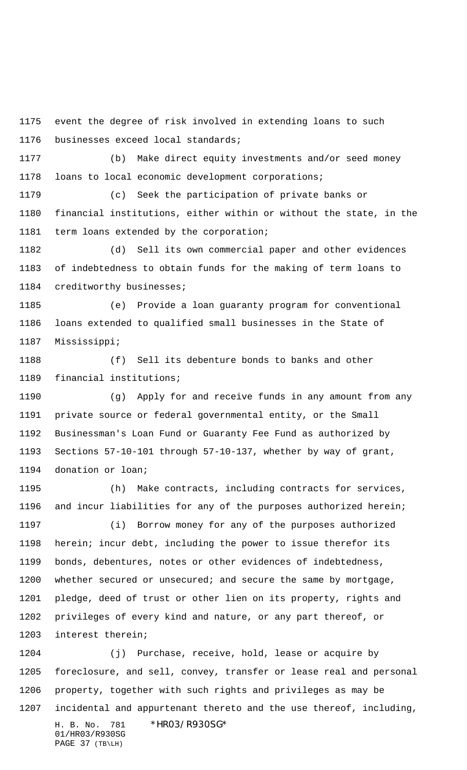event the degree of risk involved in extending loans to such businesses exceed local standards;

(b) Make direct equity investments and/or seed money loans to local economic development corporations;

(c) Seek the participation of private banks or financial institutions, either within or without the state, in the term loans extended by the corporation;

(d) Sell its own commercial paper and other evidences of indebtedness to obtain funds for the making of term loans to creditworthy businesses;

(e) Provide a loan guaranty program for conventional loans extended to qualified small businesses in the State of Mississippi;

(f) Sell its debenture bonds to banks and other financial institutions;

(g) Apply for and receive funds in any amount from any private source or federal governmental entity, or the Small Businessman's Loan Fund or Guaranty Fee Fund as authorized by Sections 57-10-101 through 57-10-137, whether by way of grant, donation or loan;

(h) Make contracts, including contracts for services, and incur liabilities for any of the purposes authorized herein;

(i) Borrow money for any of the purposes authorized herein; incur debt, including the power to issue therefor its bonds, debentures, notes or other evidences of indebtedness, whether secured or unsecured; and secure the same by mortgage, pledge, deed of trust or other lien on its property, rights and privileges of every kind and nature, or any part thereof, or interest therein;

(j) Purchase, receive, hold, lease or acquire by foreclosure, and sell, convey, transfer or lease real and personal property, together with such rights and privileges as may be incidental and appurtenant thereto and the use thereof, including,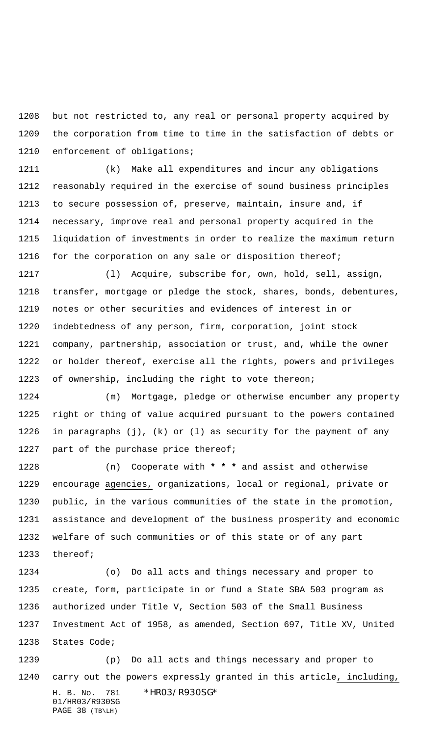but not restricted to, any real or personal property acquired by the corporation from time to time in the satisfaction of debts or enforcement of obligations;

(k) Make all expenditures and incur any obligations reasonably required in the exercise of sound business principles to secure possession of, preserve, maintain, insure and, if necessary, improve real and personal property acquired in the liquidation of investments in order to realize the maximum return for the corporation on any sale or disposition thereof;

(l) Acquire, subscribe for, own, hold, sell, assign, transfer, mortgage or pledge the stock, shares, bonds, debentures, notes or other securities and evidences of interest in or indebtedness of any person, firm, corporation, joint stock company, partnership, association or trust, and, while the owner or holder thereof, exercise all the rights, powers and privileges of ownership, including the right to vote thereon;

(m) Mortgage, pledge or otherwise encumber any property right or thing of value acquired pursuant to the powers contained in paragraphs (j), (k) or (l) as security for the payment of any part of the purchase price thereof;

(n) Cooperate with **\* \* \*** and assist and otherwise encourage <u>agencies,</u> organizations, local or regional, private or public, in the various communities of the state in the promotion, assistance and development of the business prosperity and economic welfare of such communities or of this state or of any part thereof;

(o) Do all acts and things necessary and proper to create, form, participate in or fund a State SBA 503 program as authorized under Title V, Section 503 of the Small Business Investment Act of 1958, as amended, Section 697, Title XV, United States Code;

(p) Do all acts and things necessary and proper to carry out the powers expressly granted in this article<u>, including,</u>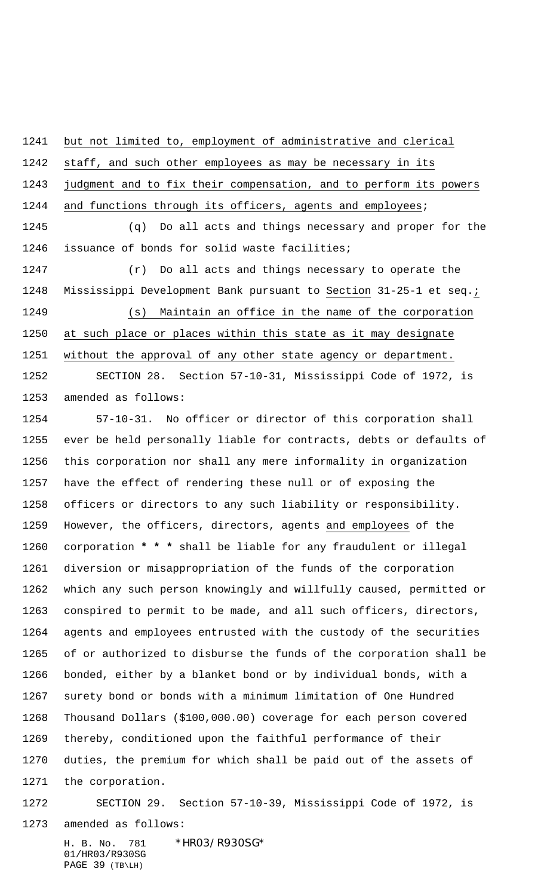but not limited to, employment of administrative and clerical staff, and such other employees as may be necessary in its judgment and to fix their compensation, and to perform its powers and functions through its officers, agents and employees;

(q) Do all acts and things necessary and proper for the issuance of bonds for solid waste facilities;

(r) Do all acts and things necessary to operate the Mississippi Development Bank pursuant to Section 31-25-1 et seq.;

(s) Maintain an office in the name of the corporation at such place or places within this state as it may designate without the approval of any other state agency or department.

SECTION 28. Section 57-10-31, Mississippi Code of 1972, is amended as follows:

57-10-31. No officer or director of this corporation shall ever be held personally liable for contracts, debts or defaults of this corporation nor shall any mere informality in organization have the effect of rendering these null or of exposing the officers or directors to any such liability or responsibility. However, the officers, directors, agents and employees of the corporation * * * shall be liable for any fraudulent or illegal diversion or misappropriation of the funds of the corporation which any such person knowingly and willfully caused, permitted or conspired to permit to be made, and all such officers, directors, agents and employees entrusted with the custody of the securities of or authorized to disburse the funds of the corporation shall be bonded, either by a blanket bond or by individual bonds, with a surety bond or bonds with a minimum limitation of One Hundred Thousand Dollars ($100,000.00) coverage for each person covered thereby, conditioned upon the faithful performance of their duties, the premium for which shall be paid out of the assets of the corporation.

SECTION 29. Section 57-10-39, Mississippi Code of 1972, is amended as follows: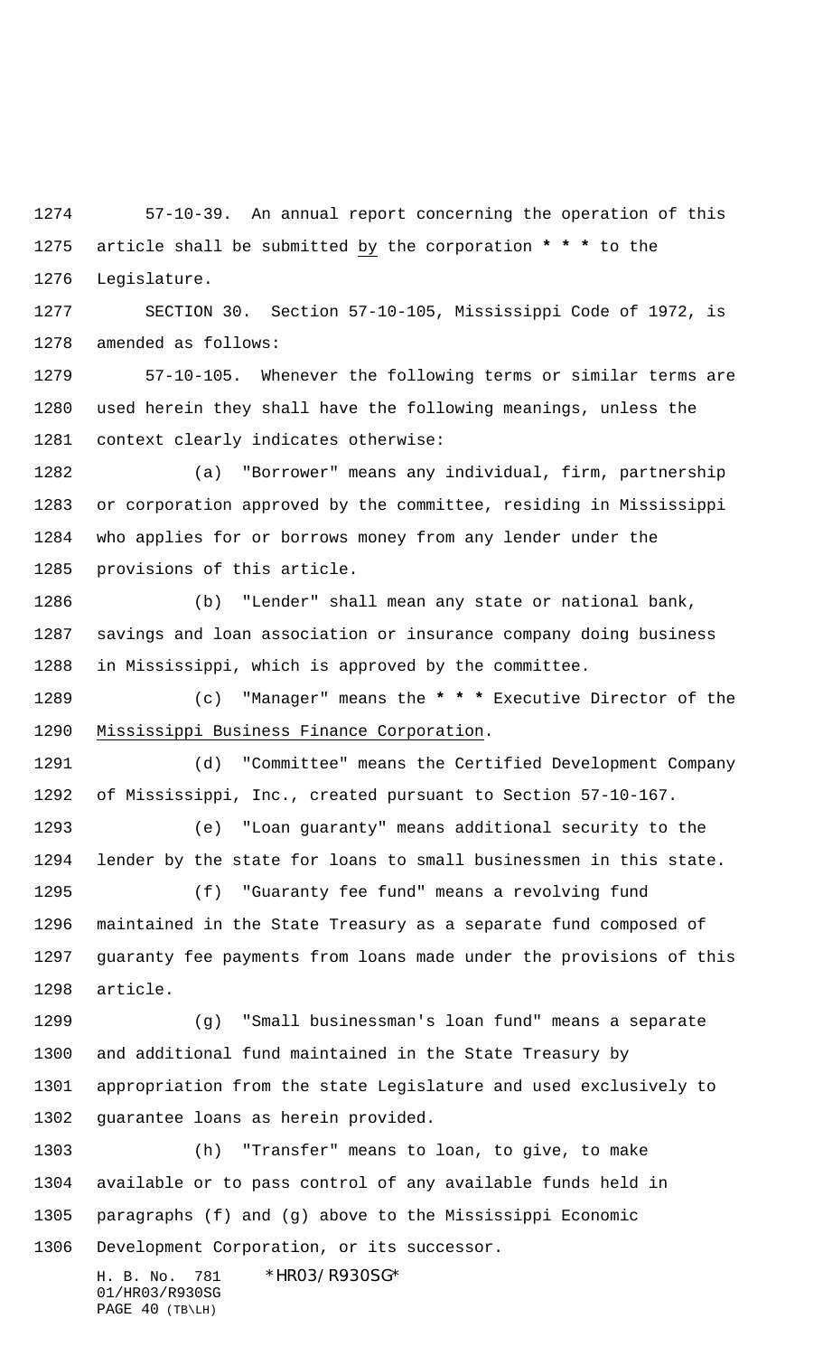57-10-39. An annual report concerning the operation of this article shall be submitted by the corporation * * * to the Legislature.

SECTION 30. Section 57-10-105, Mississippi Code of 1972, is amended as follows:

57-10-105. Whenever the following terms or similar terms are used herein they shall have the following meanings, unless the context clearly indicates otherwise:

(a) "Borrower" means any individual, firm, partnership or corporation approved by the committee, residing in Mississippi who applies for or borrows money from any lender under the provisions of this article.

(b) "Lender" shall mean any state or national bank, savings and loan association or insurance company doing business in Mississippi, which is approved by the committee.

(c) "Manager" means the * * * Executive Director of the Mississippi Business Finance Corporation.

(d) "Committee" means the Certified Development Company of Mississippi, Inc., created pursuant to Section 57-10-167.

(e) "Loan guaranty" means additional security to the lender by the state for loans to small businessmen in this state.

(f) "Guaranty fee fund" means a revolving fund maintained in the State Treasury as a separate fund composed of guaranty fee payments from loans made under the provisions of this article.

(g) "Small businessman's loan fund" means a separate and additional fund maintained in the State Treasury by appropriation from the state Legislature and used exclusively to guarantee loans as herein provided.

(h) "Transfer" means to loan, to give, to make available or to pass control of any available funds held in paragraphs (f) and (g) above to the Mississippi Economic Development Corporation, or its successor.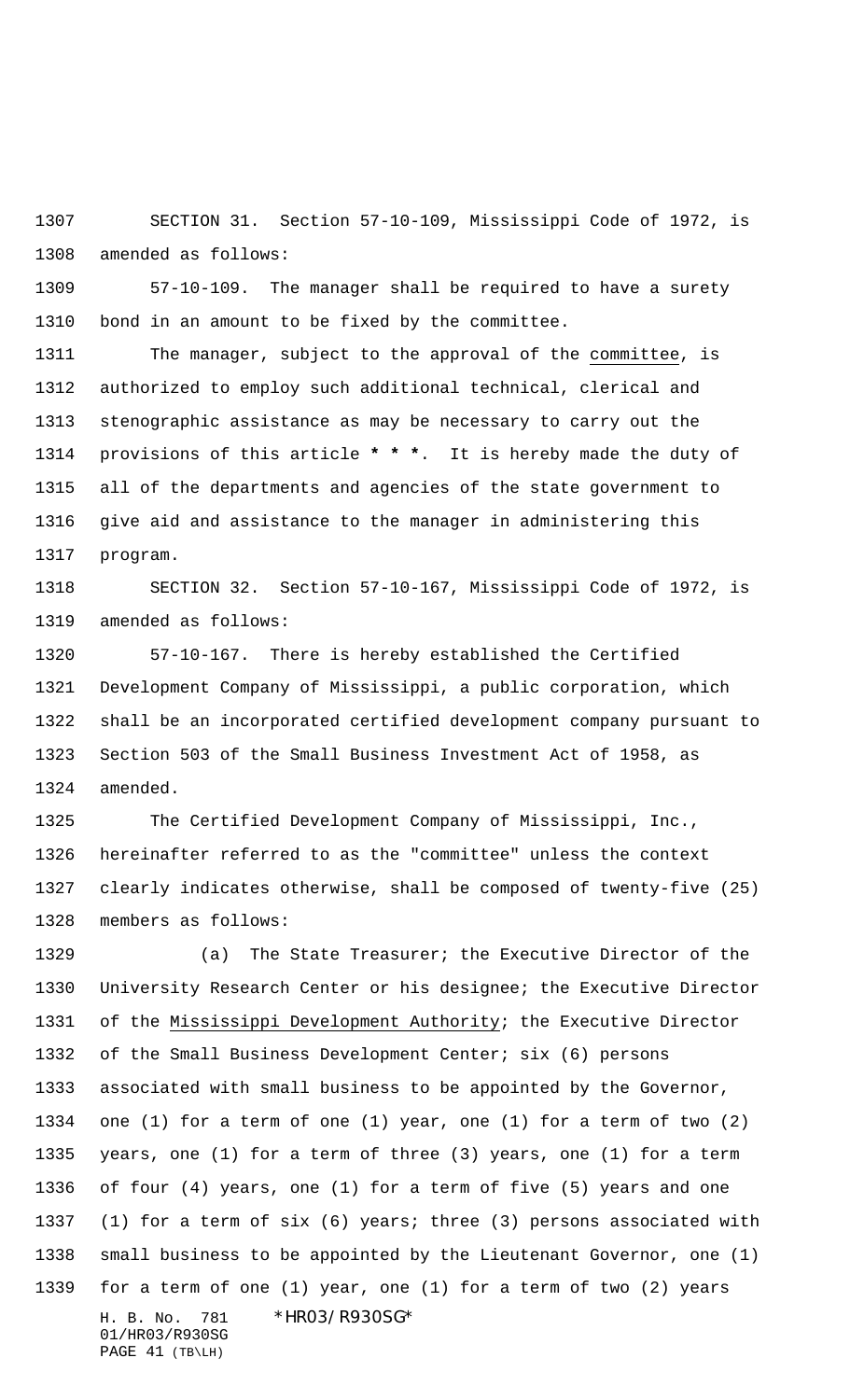SECTION 31. Section 57-10-109, Mississippi Code of 1972, is amended as follows:

57-10-109. The manager shall be required to have a surety bond in an amount to be fixed by the committee.

The manager, subject to the approval of the committee, is authorized to employ such additional technical, clerical and stenographic assistance as may be necessary to carry out the provisions of this article * * *. It is hereby made the duty of all of the departments and agencies of the state government to give aid and assistance to the manager in administering this program.

SECTION 32. Section 57-10-167, Mississippi Code of 1972, is amended as follows:

57-10-167. There is hereby established the Certified Development Company of Mississippi, a public corporation, which shall be an incorporated certified development company pursuant to Section 503 of the Small Business Investment Act of 1958, as amended.

The Certified Development Company of Mississippi, Inc., hereinafter referred to as the "committee" unless the context clearly indicates otherwise, shall be composed of twenty-five (25) members as follows:

(a) The State Treasurer; the Executive Director of the University Research Center or his designee; the Executive Director of the Mississippi Development Authority; the Executive Director of the Small Business Development Center; six (6) persons associated with small business to be appointed by the Governor, one (1) for a term of one (1) year, one (1) for a term of two (2) years, one (1) for a term of three (3) years, one (1) for a term of four (4) years, one (1) for a term of five (5) years and one (1) for a term of six (6) years; three (3) persons associated with small business to be appointed by the Lieutenant Governor, one (1) for a term of one (1) year, one (1) for a term of two (2) years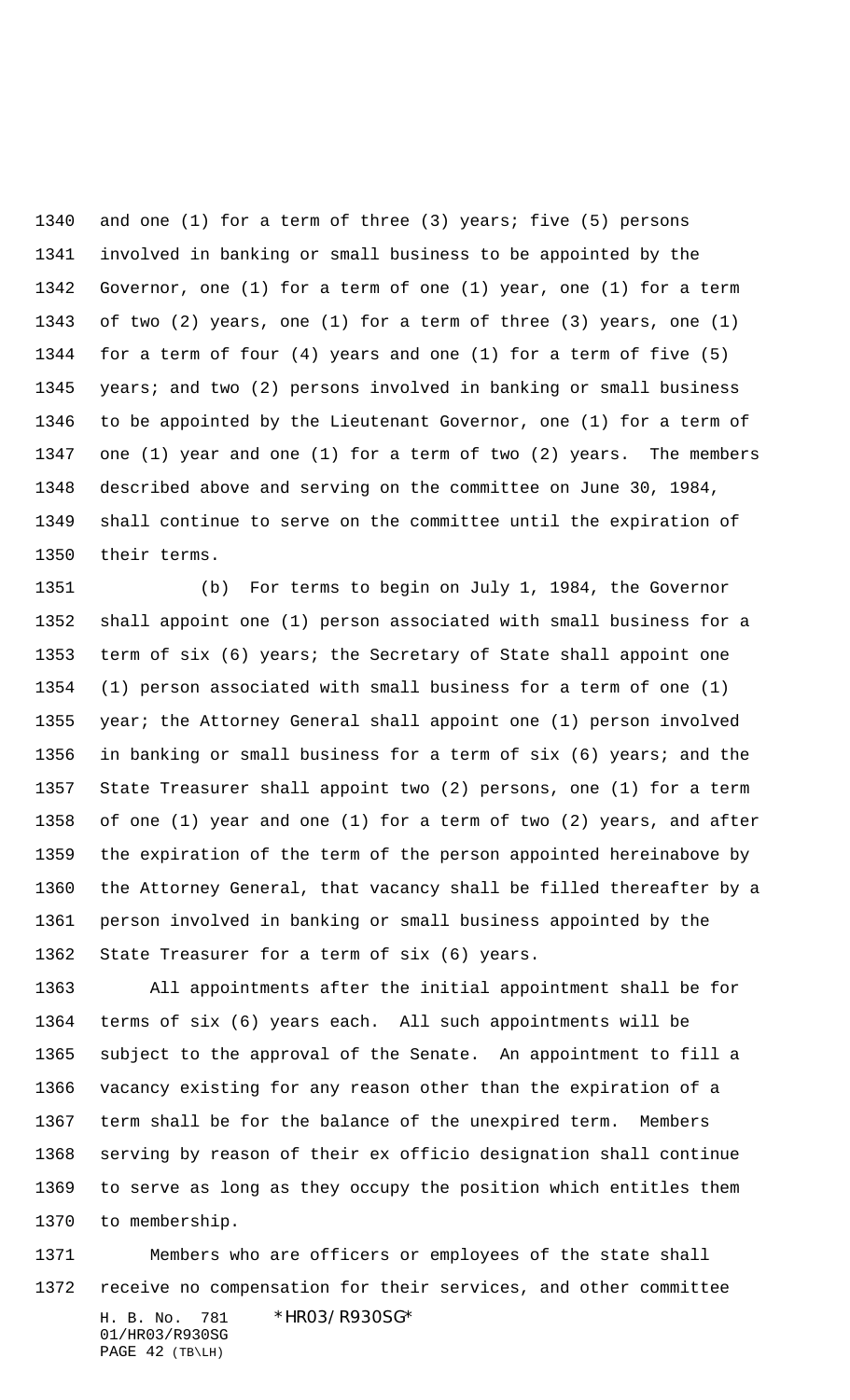and one (1) for a term of three (3) years; five (5) persons involved in banking or small business to be appointed by the Governor, one (1) for a term of one (1) year, one (1) for a term of two (2) years, one (1) for a term of three (3) years, one (1) for a term of four (4) years and one (1) for a term of five (5) years; and two (2) persons involved in banking or small business to be appointed by the Lieutenant Governor, one (1) for a term of one (1) year and one (1) for a term of two (2) years. The members described above and serving on the committee on June 30, 1984, shall continue to serve on the committee until the expiration of their terms.

(b) For terms to begin on July 1, 1984, the Governor shall appoint one (1) person associated with small business for a term of six (6) years; the Secretary of State shall appoint one (1) person associated with small business for a term of one (1) year; the Attorney General shall appoint one (1) person involved in banking or small business for a term of six (6) years; and the State Treasurer shall appoint two (2) persons, one (1) for a term of one (1) year and one (1) for a term of two (2) years, and after the expiration of the term of the person appointed hereinabove by the Attorney General, that vacancy shall be filled thereafter by a person involved in banking or small business appointed by the State Treasurer for a term of six (6) years.

All appointments after the initial appointment shall be for terms of six (6) years each. All such appointments will be subject to the approval of the Senate. An appointment to fill a vacancy existing for any reason other than the expiration of a term shall be for the balance of the unexpired term. Members serving by reason of their ex officio designation shall continue to serve as long as they occupy the position which entitles them to membership.

Members who are officers or employees of the state shall receive no compensation for their services, and other committee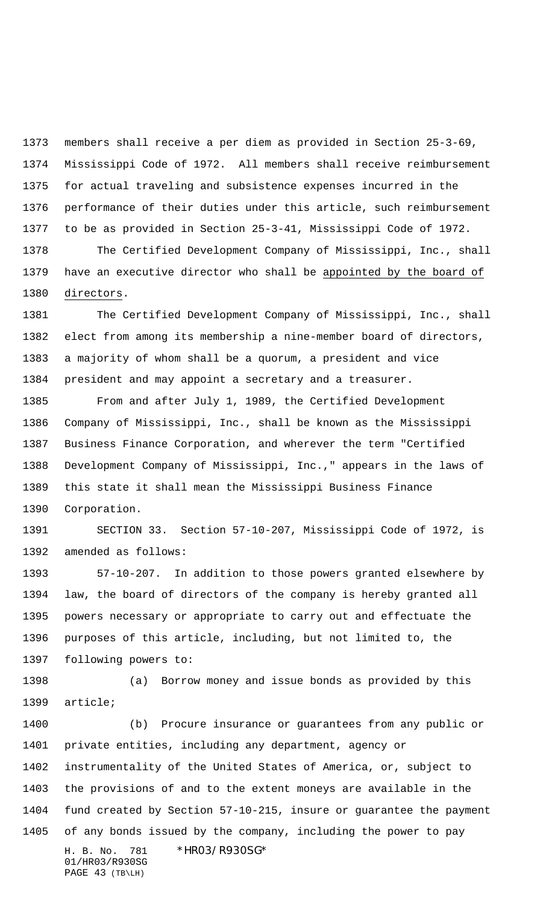members shall receive a per diem as provided in Section 25-3-69, Mississippi Code of 1972. All members shall receive reimbursement for actual traveling and subsistence expenses incurred in the performance of their duties under this article, such reimbursement to be as provided in Section 25-3-41, Mississippi Code of 1972.

The Certified Development Company of Mississippi, Inc., shall have an executive director who shall be appointed by the board of directors.

The Certified Development Company of Mississippi, Inc., shall elect from among its membership a nine-member board of directors, a majority of whom shall be a quorum, a president and vice president and may appoint a secretary and a treasurer.

From and after July 1, 1989, the Certified Development Company of Mississippi, Inc., shall be known as the Mississippi Business Finance Corporation, and wherever the term "Certified Development Company of Mississippi, Inc.," appears in the laws of this state it shall mean the Mississippi Business Finance Corporation.

SECTION 33. Section 57-10-207, Mississippi Code of 1972, is amended as follows:

57-10-207. In addition to those powers granted elsewhere by law, the board of directors of the company is hereby granted all powers necessary or appropriate to carry out and effectuate the purposes of this article, including, but not limited to, the following powers to:

(a) Borrow money and issue bonds as provided by this article;

(b) Procure insurance or guarantees from any public or private entities, including any department, agency or instrumentality of the United States of America, or, subject to the provisions of and to the extent moneys are available in the fund created by Section 57-10-215, insure or guarantee the payment of any bonds issued by the company, including the power to pay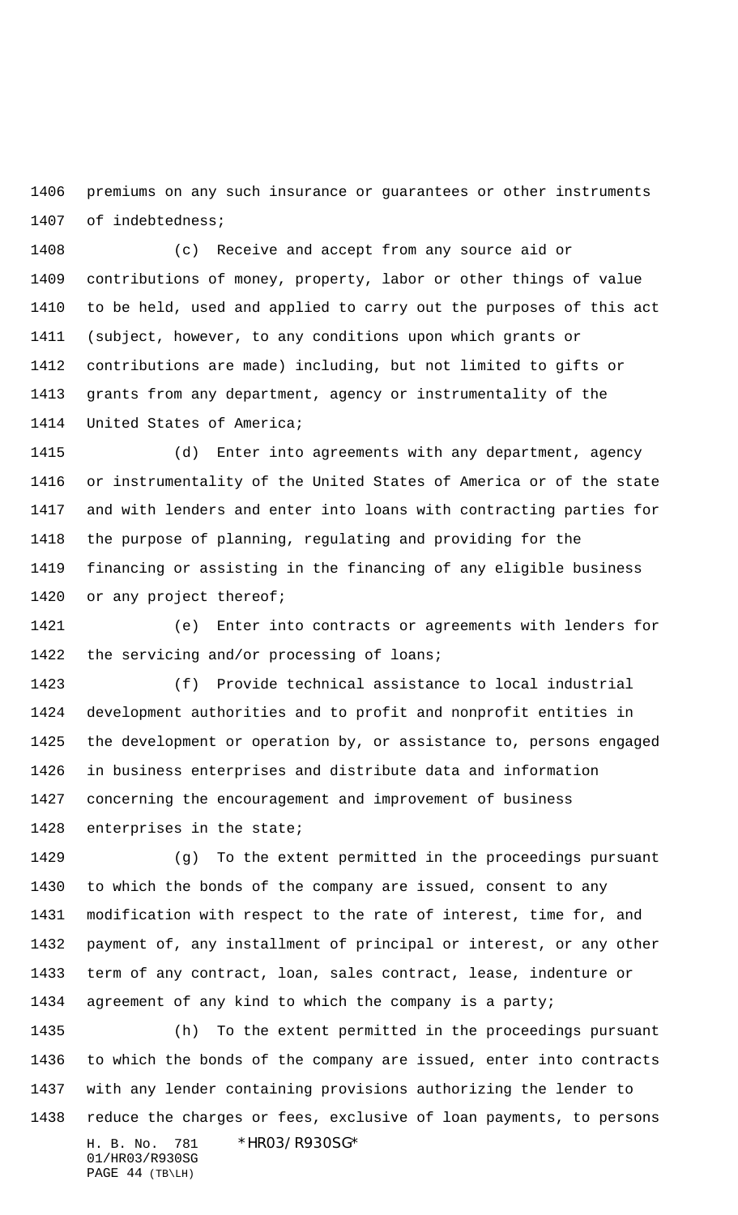premiums on any such insurance or guarantees or other instruments of indebtedness;

(c) Receive and accept from any source aid or contributions of money, property, labor or other things of value to be held, used and applied to carry out the purposes of this act (subject, however, to any conditions upon which grants or contributions are made) including, but not limited to gifts or grants from any department, agency or instrumentality of the United States of America;

(d) Enter into agreements with any department, agency or instrumentality of the United States of America or of the state and with lenders and enter into loans with contracting parties for the purpose of planning, regulating and providing for the financing or assisting in the financing of any eligible business or any project thereof;

(e) Enter into contracts or agreements with lenders for the servicing and/or processing of loans;

(f) Provide technical assistance to local industrial development authorities and to profit and nonprofit entities in the development or operation by, or assistance to, persons engaged in business enterprises and distribute data and information concerning the encouragement and improvement of business enterprises in the state;

(g) To the extent permitted in the proceedings pursuant to which the bonds of the company are issued, consent to any modification with respect to the rate of interest, time for, and payment of, any installment of principal or interest, or any other term of any contract, loan, sales contract, lease, indenture or agreement of any kind to which the company is a party;

(h) To the extent permitted in the proceedings pursuant to which the bonds of the company are issued, enter into contracts with any lender containing provisions authorizing the lender to reduce the charges or fees, exclusive of loan payments, to persons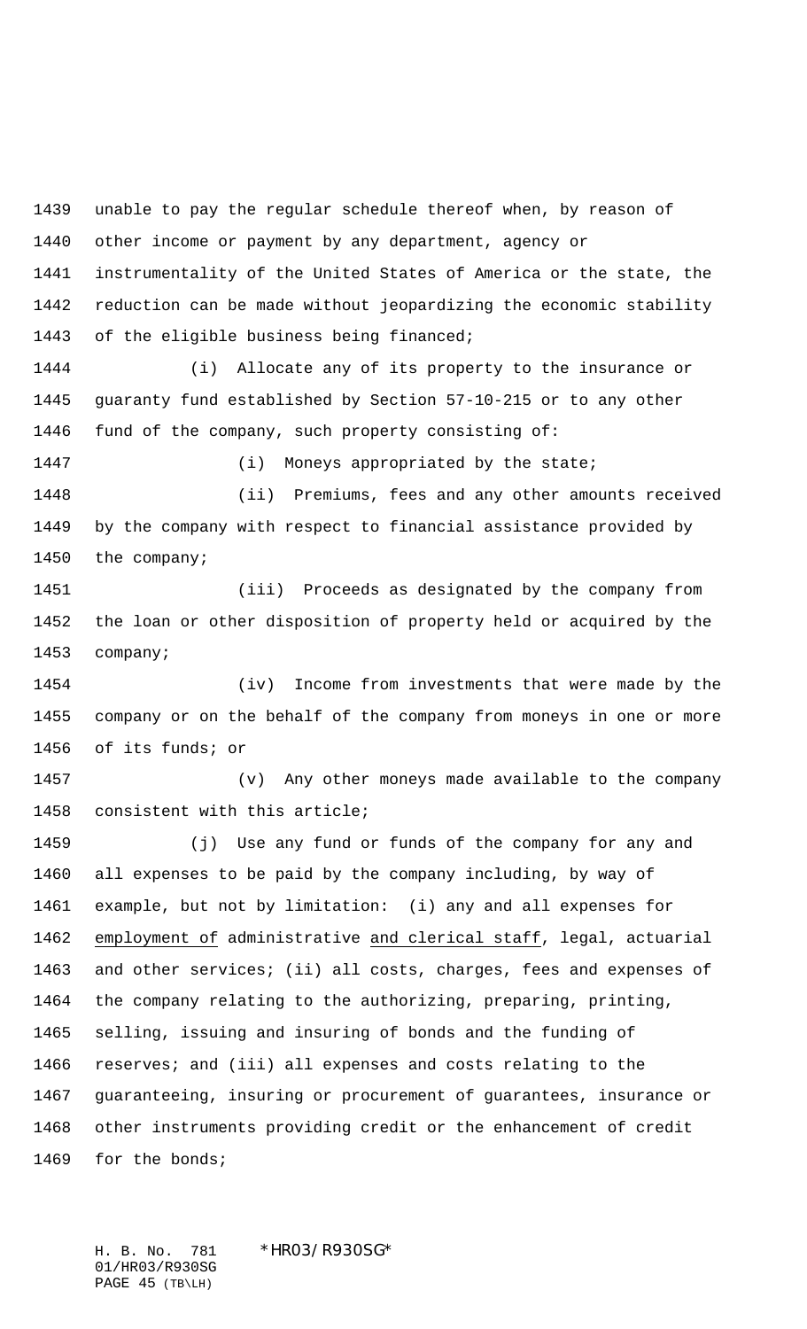unable to pay the regular schedule thereof when, by reason of other income or payment by any department, agency or instrumentality of the United States of America or the state, the reduction can be made without jeopardizing the economic stability of the eligible business being financed;

(i) Allocate any of its property to the insurance or guaranty fund established by Section 57-10-215 or to any other fund of the company, such property consisting of:

(i) Moneys appropriated by the state;

(ii) Premiums, fees and any other amounts received by the company with respect to financial assistance provided by the company;

(iii) Proceeds as designated by the company from the loan or other disposition of property held or acquired by the company;

(iv) Income from investments that were made by the company or on the behalf of the company from moneys in one or more of its funds; or

(v) Any other moneys made available to the company consistent with this article;

(j) Use any fund or funds of the company for any and all expenses to be paid by the company including, by way of example, but not by limitation: (i) any and all expenses for employment of administrative and clerical staff, legal, actuarial and other services; (ii) all costs, charges, fees and expenses of the company relating to the authorizing, preparing, printing, selling, issuing and insuring of bonds and the funding of reserves; and (iii) all expenses and costs relating to the guaranteeing, insuring or procurement of guarantees, insurance or other instruments providing credit or the enhancement of credit for the bonds;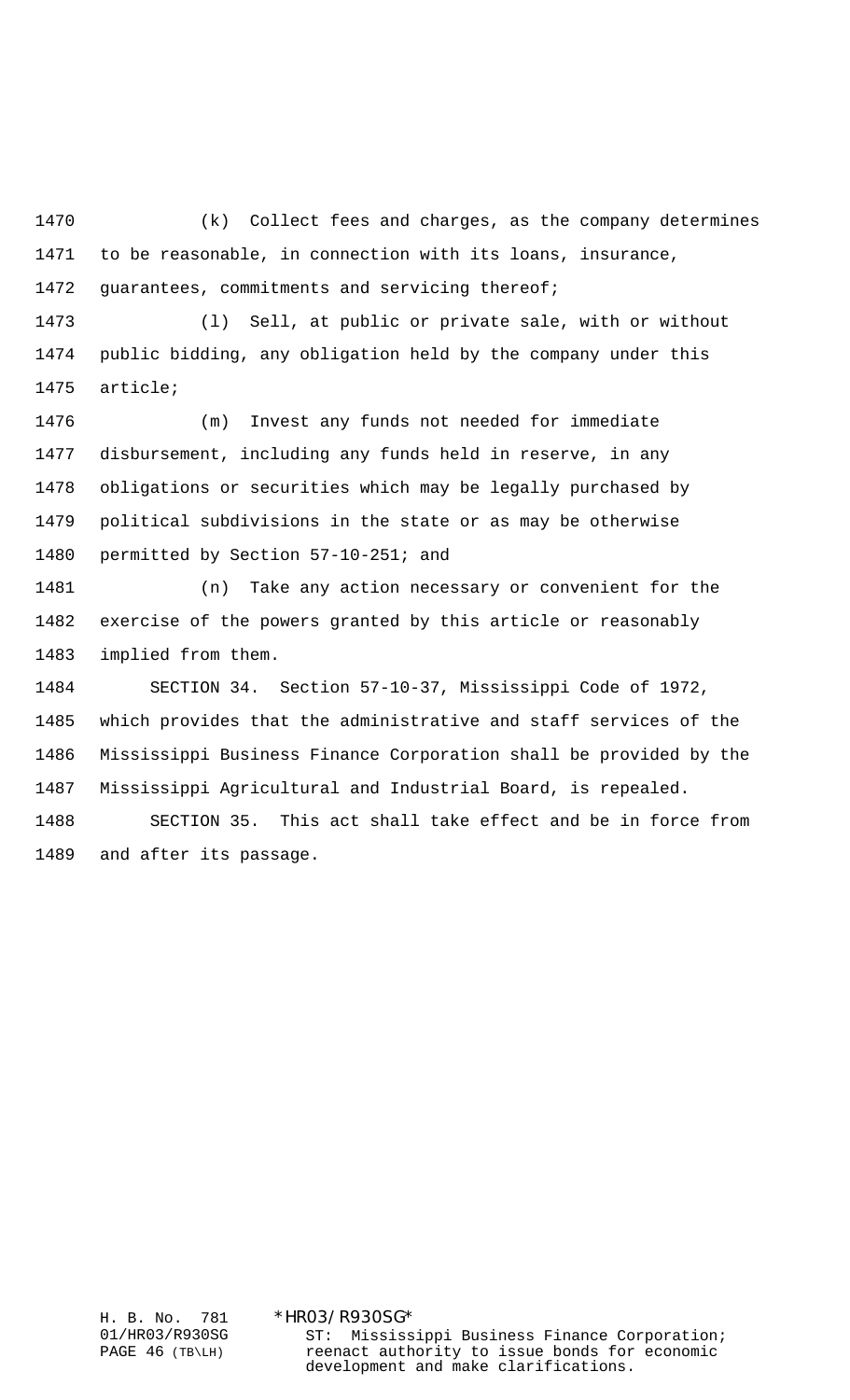(k) Collect fees and charges, as the company determines to be reasonable, in connection with its loans, insurance, guarantees, commitments and servicing thereof;

(l) Sell, at public or private sale, with or without public bidding, any obligation held by the company under this article;

(m) Invest any funds not needed for immediate disbursement, including any funds held in reserve, in any obligations or securities which may be legally purchased by political subdivisions in the state or as may be otherwise permitted by Section 57-10-251; and

(n) Take any action necessary or convenient for the exercise of the powers granted by this article or reasonably implied from them.

SECTION 34. Section 57-10-37, Mississippi Code of 1972, which provides that the administrative and staff services of the Mississippi Business Finance Corporation shall be provided by the Mississippi Agricultural and Industrial Board, is repealed.

SECTION 35. This act shall take effect and be in force from and after its passage.

ST: Mississippi Business Finance Corporation; reenact authority to issue bonds for economic development and make clarifications.